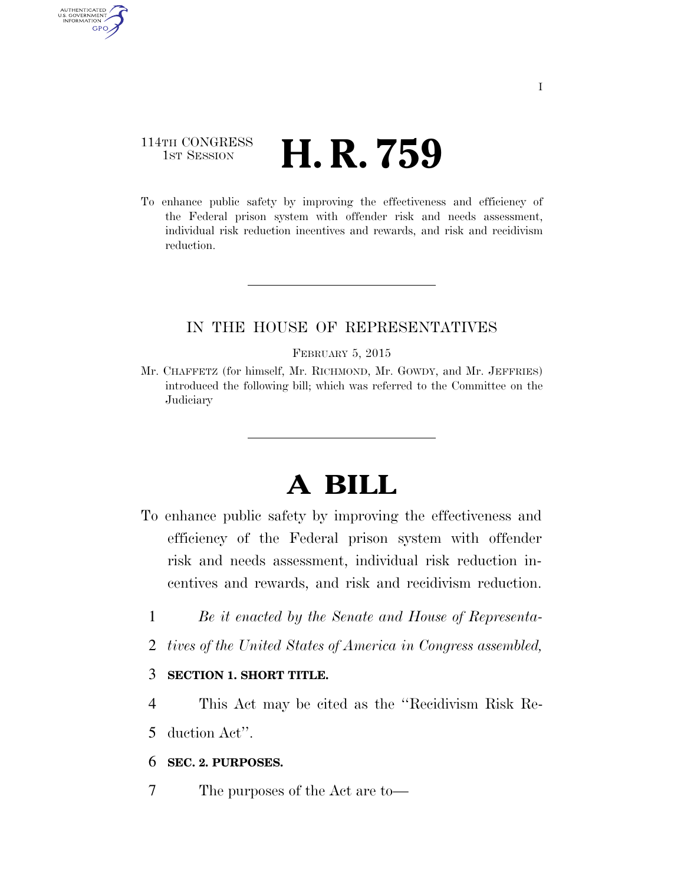114TH CONGRESS
1ST SESSION

# H. R. 759

To enhance public safety by improving the effectiveness and efficiency of the Federal prison system with offender risk and needs assessment, individual risk reduction incentives and rewards, and risk and recidivism reduction.

IN THE HOUSE OF REPRESENTATIVES

FEBRUARY 5, 2015

Mr. CHAFFETZ (for himself, Mr. RICHMOND, Mr. GOWDY, and Mr. JEFFRIES) introduced the following bill; which was referred to the Committee on the Judiciary

# A BILL

To enhance public safety by improving the effectiveness and efficiency of the Federal prison system with offender risk and needs assessment, individual risk reduction incentives and rewards, and risk and recidivism reduction.

1 *Be it enacted by the Senate and House of Representa-*
2 *tives of the United States of America in Congress assembled,*

3 **SECTION 1. SHORT TITLE.**

4 This Act may be cited as the ''Recidivism Risk Re-
5 duction Act''.

6 **SEC. 2. PURPOSES.**

7 The purposes of the Act are to—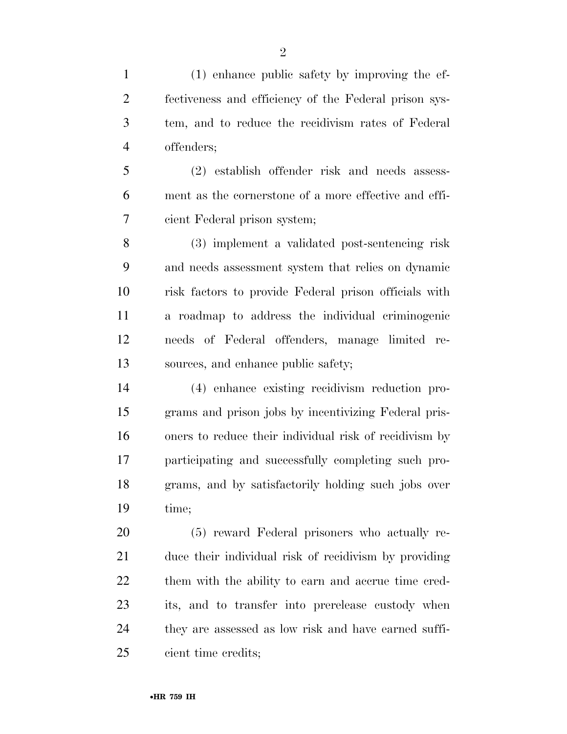(1) enhance public safety by improving the effectiveness and efficiency of the Federal prison system, and to reduce the recidivism rates of Federal offenders;

(2) establish offender risk and needs assessment as the cornerstone of a more effective and efficient Federal prison system;

(3) implement a validated post-sentencing risk and needs assessment system that relies on dynamic risk factors to provide Federal prison officials with a roadmap to address the individual criminogenic needs of Federal offenders, manage limited resources, and enhance public safety;

(4) enhance existing recidivism reduction programs and prison jobs by incentivizing Federal prisoners to reduce their individual risk of recidivism by participating and successfully completing such programs, and by satisfactorily holding such jobs over time;

(5) reward Federal prisoners who actually reduce their individual risk of recidivism by providing them with the ability to earn and accrue time credits, and to transfer into prerelease custody when they are assessed as low risk and have earned sufficient time credits;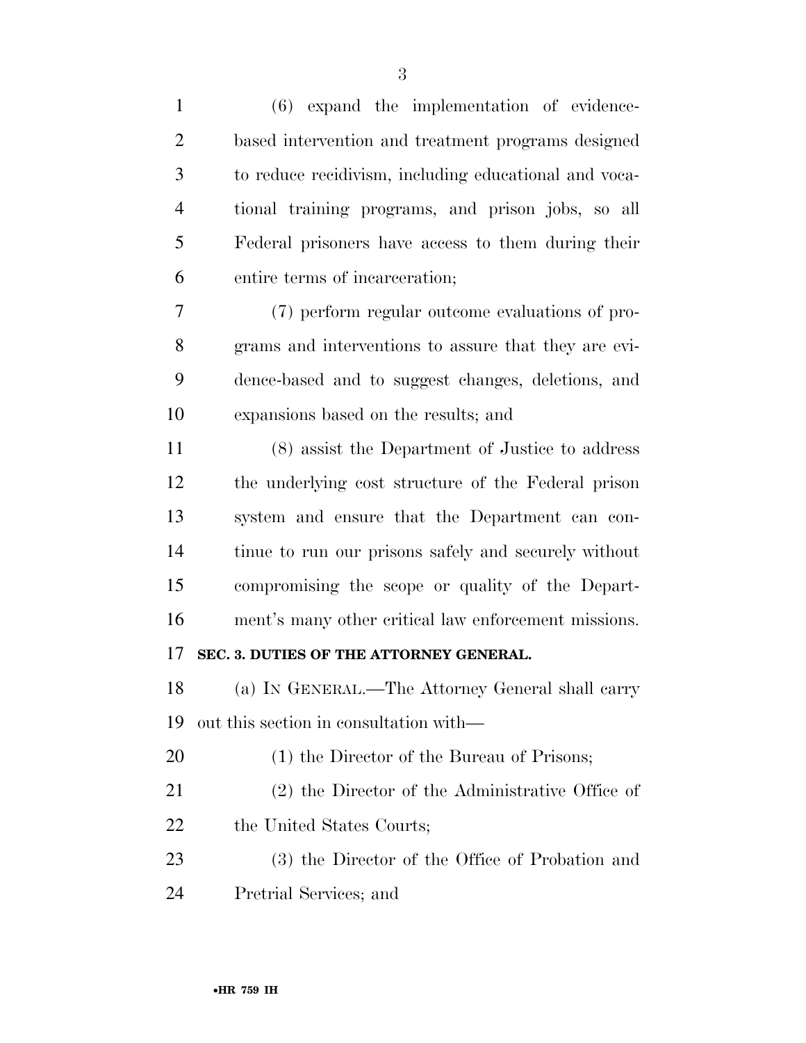(6) expand the implementation of evidence-based intervention and treatment programs designed to reduce recidivism, including educational and vocational training programs, and prison jobs, so all Federal prisoners have access to them during their entire terms of incarceration;

(7) perform regular outcome evaluations of programs and interventions to assure that they are evidence-based and to suggest changes, deletions, and expansions based on the results; and

(8) assist the Department of Justice to address the underlying cost structure of the Federal prison system and ensure that the Department can continue to run our prisons safely and securely without compromising the scope or quality of the Department's many other critical law enforcement missions.

## SEC. 3. DUTIES OF THE ATTORNEY GENERAL.

(a) IN GENERAL.—The Attorney General shall carry out this section in consultation with—

(1) the Director of the Bureau of Prisons;

(2) the Director of the Administrative Office of the United States Courts;

(3) the Director of the Office of Probation and Pretrial Services; and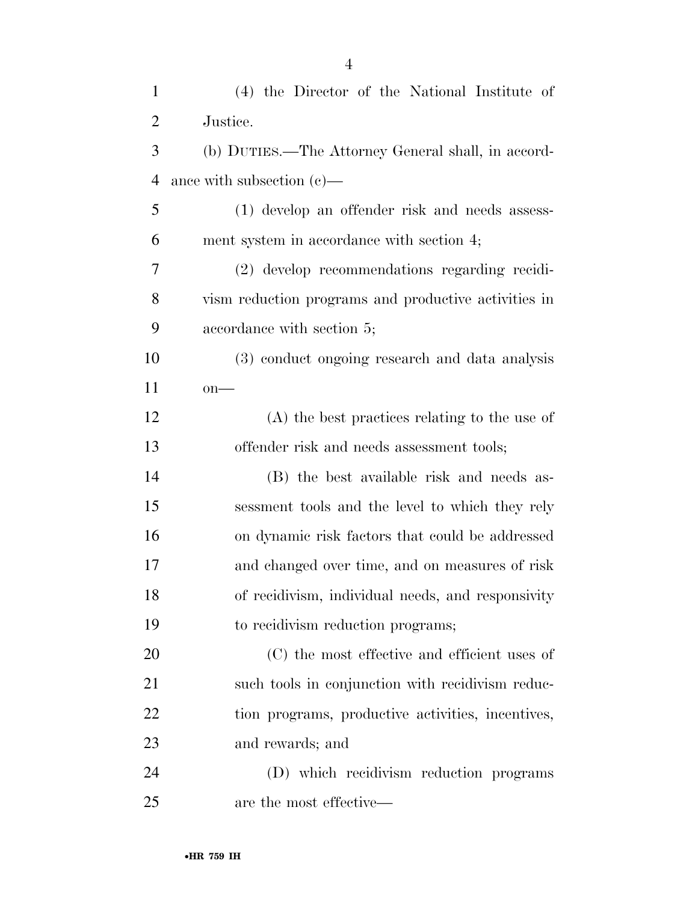(4) the Director of the National Institute of Justice.

(b) DUTIES.—The Attorney General shall, in accordance with subsection (c)—

(1) develop an offender risk and needs assessment system in accordance with section 4;

(2) develop recommendations regarding recidivism reduction programs and productive activities in accordance with section 5;

(3) conduct ongoing research and data analysis on—

(A) the best practices relating to the use of offender risk and needs assessment tools;

(B) the best available risk and needs assessment tools and the level to which they rely on dynamic risk factors that could be addressed and changed over time, and on measures of risk of recidivism, individual needs, and responsivity to recidivism reduction programs;

(C) the most effective and efficient uses of such tools in conjunction with recidivism reduction programs, productive activities, incentives, and rewards; and

(D) which recidivism reduction programs are the most effective—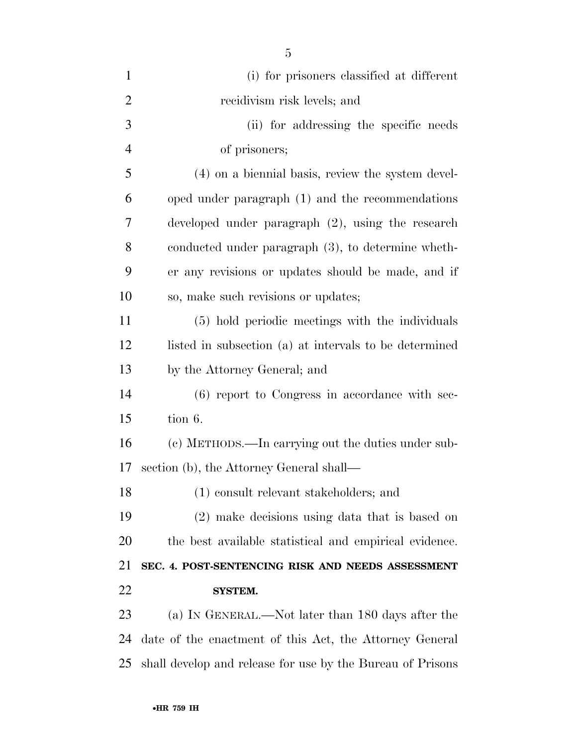(i) for prisoners classified at different recidivism risk levels; and

(ii) for addressing the specific needs of prisoners;

(4) on a biennial basis, review the system developed under paragraph (1) and the recommendations developed under paragraph (2), using the research conducted under paragraph (3), to determine whether any revisions or updates should be made, and if so, make such revisions or updates;

(5) hold periodic meetings with the individuals listed in subsection (a) at intervals to be determined by the Attorney General; and

(6) report to Congress in accordance with section 6.

(c) METHODS.—In carrying out the duties under subsection (b), the Attorney General shall—

(1) consult relevant stakeholders; and

(2) make decisions using data that is based on the best available statistical and empirical evidence.

**SEC. 4. POST-SENTENCING RISK AND NEEDS ASSESSMENT SYSTEM.**

(a) IN GENERAL.—Not later than 180 days after the date of the enactment of this Act, the Attorney General shall develop and release for use by the Bureau of Prisons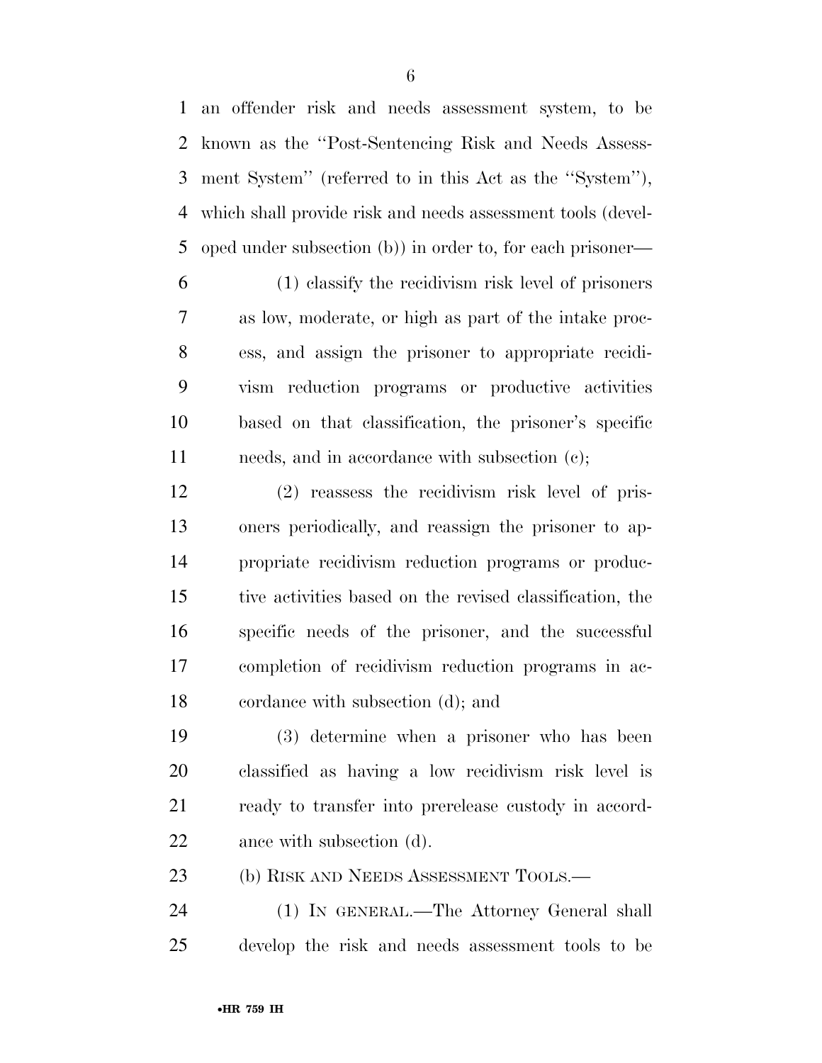an offender risk and needs assessment system, to be known as the ''Post-Sentencing Risk and Needs Assessment System'' (referred to in this Act as the ''System''), which shall provide risk and needs assessment tools (developed under subsection (b)) in order to, for each prisoner—

(1) classify the recidivism risk level of prisoners as low, moderate, or high as part of the intake process, and assign the prisoner to appropriate recidivism reduction programs or productive activities based on that classification, the prisoner's specific needs, and in accordance with subsection (c);

(2) reassess the recidivism risk level of prisoners periodically, and reassign the prisoner to appropriate recidivism reduction programs or productive activities based on the revised classification, the specific needs of the prisoner, and the successful completion of recidivism reduction programs in accordance with subsection (d); and

(3) determine when a prisoner who has been classified as having a low recidivism risk level is ready to transfer into prerelease custody in accordance with subsection (d).

(b) RISK AND NEEDS ASSESSMENT TOOLS.—

(1) IN GENERAL.—The Attorney General shall develop the risk and needs assessment tools to be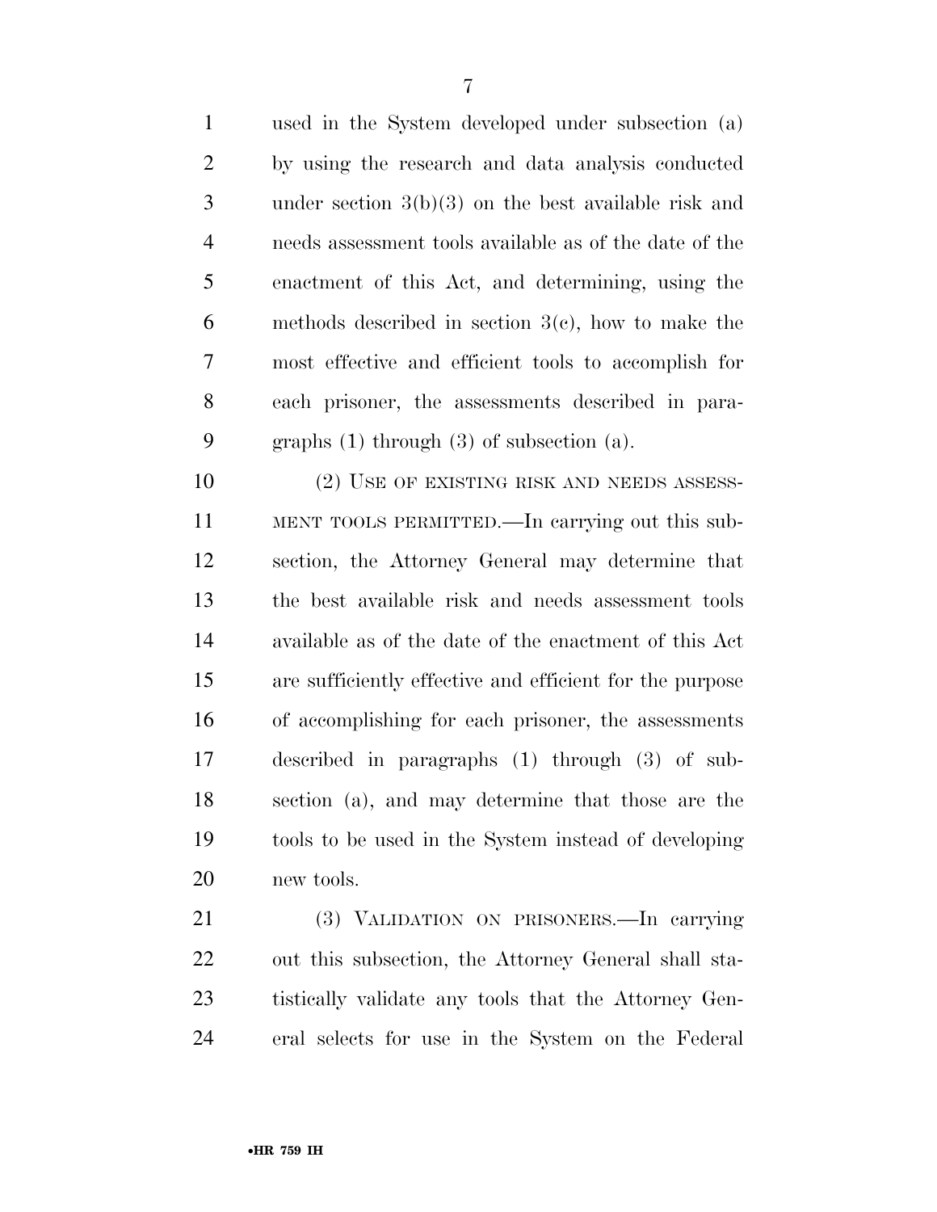used in the System developed under subsection (a) by using the research and data analysis conducted under section 3(b)(3) on the best available risk and needs assessment tools available as of the date of the enactment of this Act, and determining, using the methods described in section 3(c), how to make the most effective and efficient tools to accomplish for each prisoner, the assessments described in paragraphs (1) through (3) of subsection (a).

(2) USE OF EXISTING RISK AND NEEDS ASSESSMENT TOOLS PERMITTED.—In carrying out this subsection, the Attorney General may determine that the best available risk and needs assessment tools available as of the date of the enactment of this Act are sufficiently effective and efficient for the purpose of accomplishing for each prisoner, the assessments described in paragraphs (1) through (3) of subsection (a), and may determine that those are the tools to be used in the System instead of developing new tools.

(3) VALIDATION ON PRISONERS.—In carrying out this subsection, the Attorney General shall statistically validate any tools that the Attorney General selects for use in the System on the Federal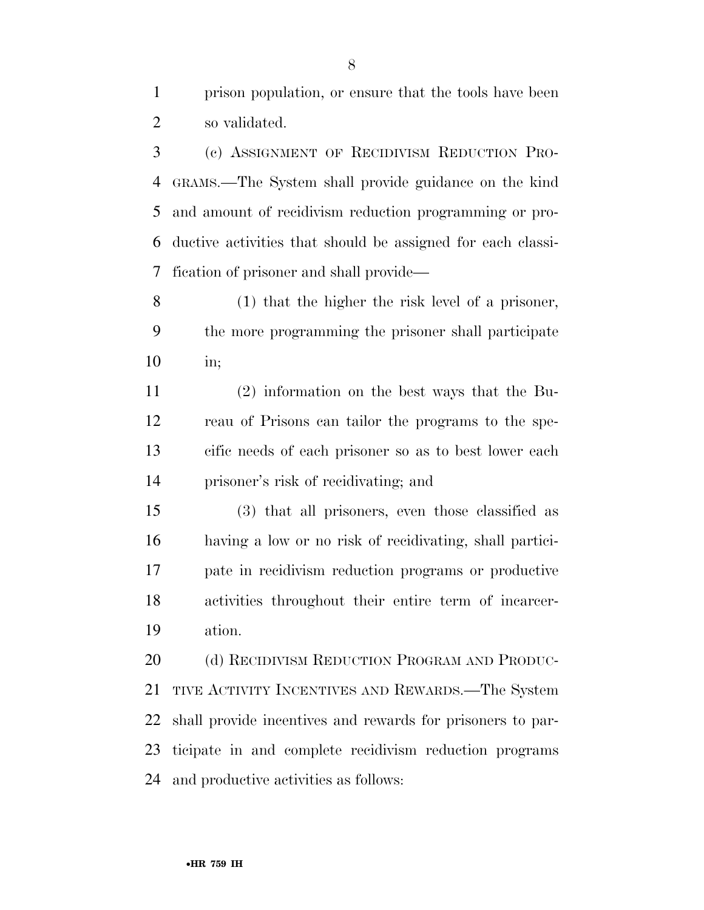prison population, or ensure that the tools have been so validated.

(c) ASSIGNMENT OF RECIDIVISM REDUCTION PROGRAMS.—The System shall provide guidance on the kind and amount of recidivism reduction programming or productive activities that should be assigned for each classification of prisoner and shall provide—

(1) that the higher the risk level of a prisoner, the more programming the prisoner shall participate in;

(2) information on the best ways that the Bureau of Prisons can tailor the programs to the specific needs of each prisoner so as to best lower each prisoner's risk of recidivating; and

(3) that all prisoners, even those classified as having a low or no risk of recidivating, shall participate in recidivism reduction programs or productive activities throughout their entire term of incarceration.

(d) RECIDIVISM REDUCTION PROGRAM AND PRODUCTIVE ACTIVITY INCENTIVES AND REWARDS.—The System shall provide incentives and rewards for prisoners to participate in and complete recidivism reduction programs and productive activities as follows: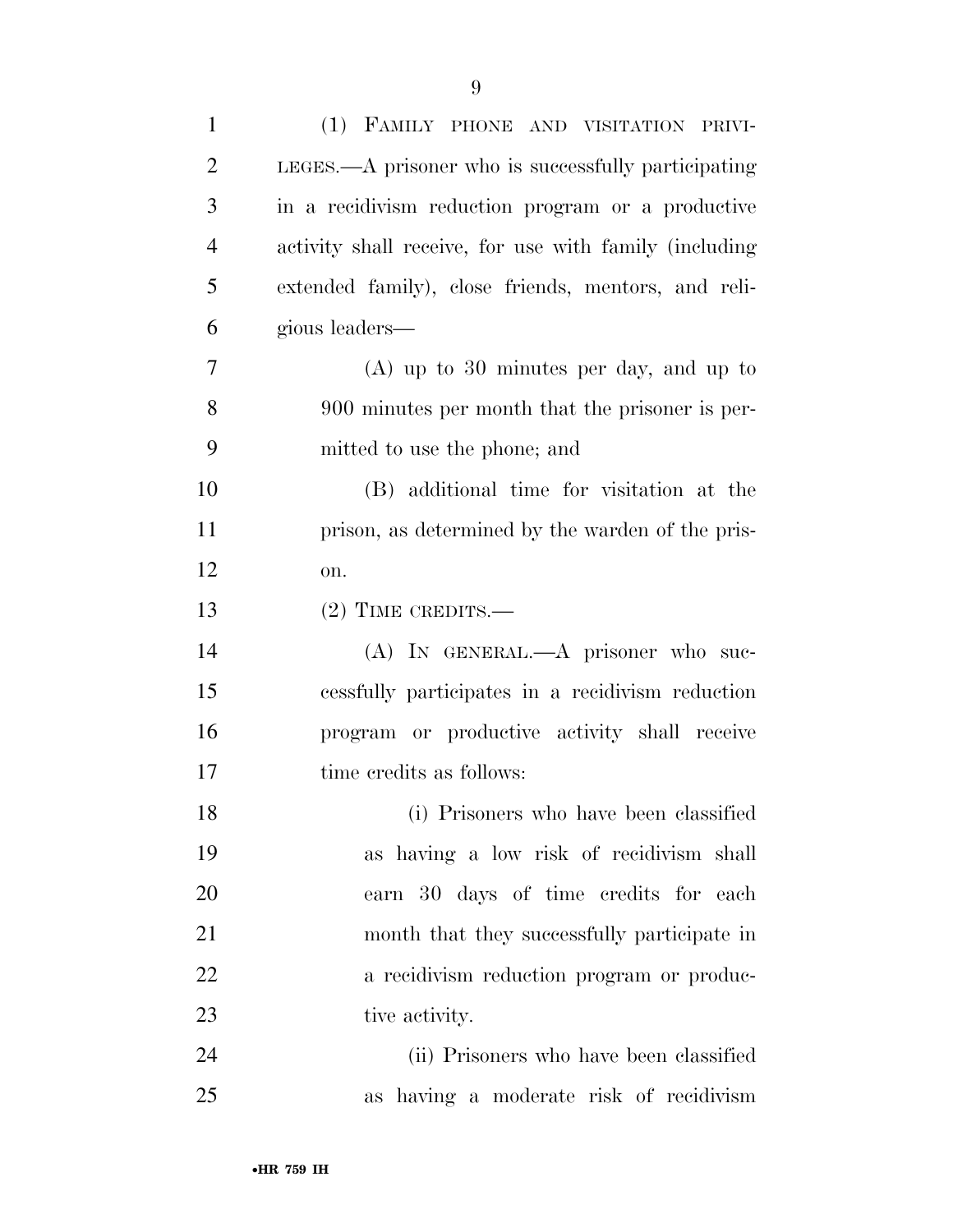(1) FAMILY PHONE AND VISITATION PRIVILEGES.—A prisoner who is successfully participating in a recidivism reduction program or a productive activity shall receive, for use with family (including extended family), close friends, mentors, and religious leaders—

(A) up to 30 minutes per day, and up to 900 minutes per month that the prisoner is permitted to use the phone; and

(B) additional time for visitation at the prison, as determined by the warden of the prison.

(2) TIME CREDITS.—

(A) IN GENERAL.—A prisoner who successfully participates in a recidivism reduction program or productive activity shall receive time credits as follows:

(i) Prisoners who have been classified as having a low risk of recidivism shall earn 30 days of time credits for each month that they successfully participate in a recidivism reduction program or productive activity.

(ii) Prisoners who have been classified as having a moderate risk of recidivism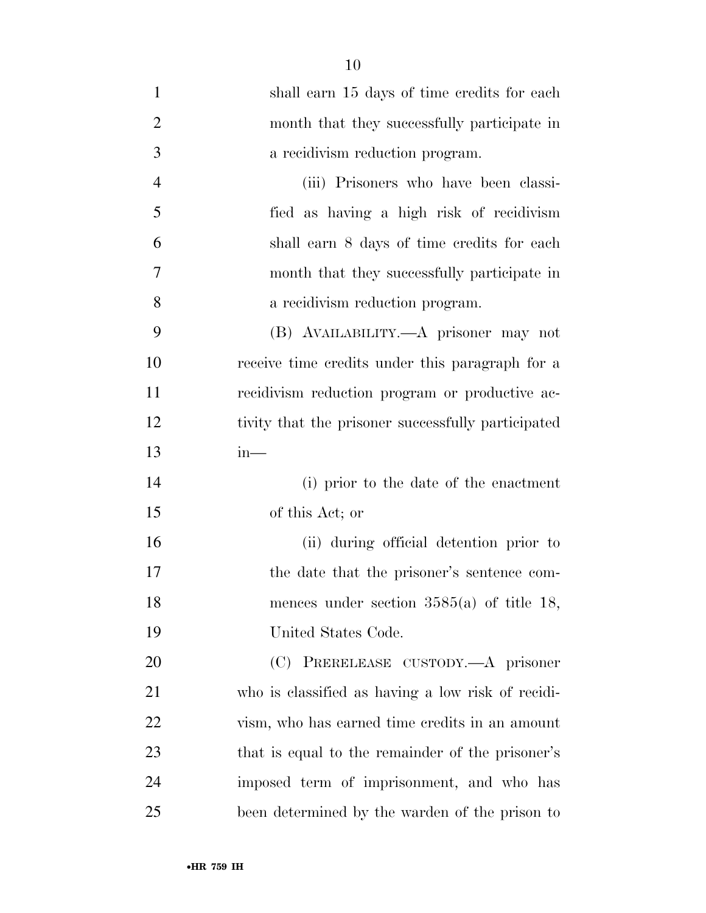shall earn 15 days of time credits for each month that they successfully participate in a recidivism reduction program.

(iii) Prisoners who have been classified as having a high risk of recidivism shall earn 8 days of time credits for each month that they successfully participate in a recidivism reduction program.

(B) AVAILABILITY.—A prisoner may not receive time credits under this paragraph for a recidivism reduction program or productive activity that the prisoner successfully participated in—

(i) prior to the date of the enactment of this Act; or

(ii) during official detention prior to the date that the prisoner's sentence commences under section 3585(a) of title 18, United States Code.

(C) PRERELEASE CUSTODY.—A prisoner who is classified as having a low risk of recidivism, who has earned time credits in an amount that is equal to the remainder of the prisoner's imposed term of imprisonment, and who has been determined by the warden of the prison to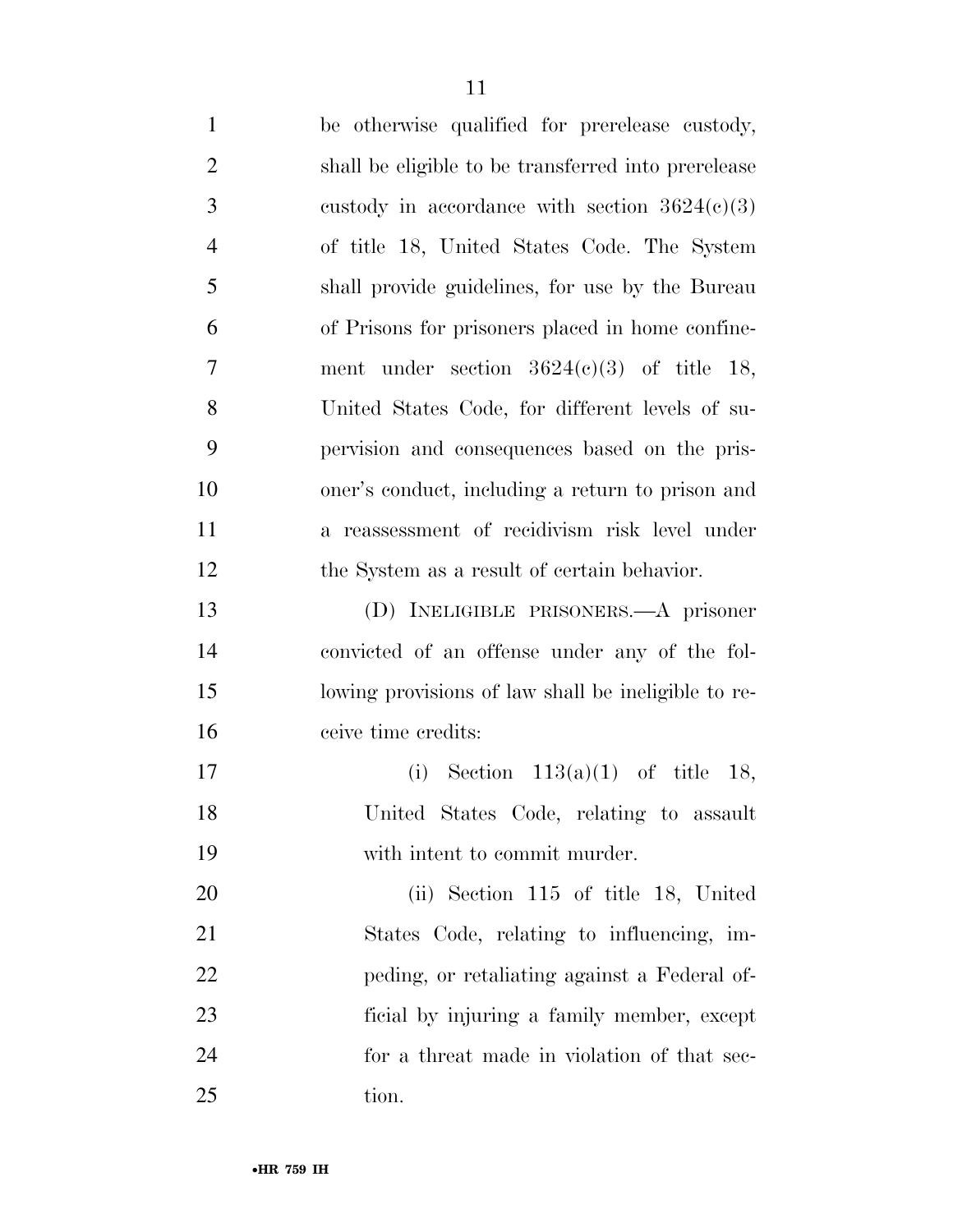be otherwise qualified for prerelease custody, shall be eligible to be transferred into prerelease custody in accordance with section 3624(c)(3) of title 18, United States Code. The System shall provide guidelines, for use by the Bureau of Prisons for prisoners placed in home confinement under section 3624(c)(3) of title 18, United States Code, for different levels of supervision and consequences based on the prisoner's conduct, including a return to prison and a reassessment of recidivism risk level under the System as a result of certain behavior.

(D) INELIGIBLE PRISONERS.—A prisoner convicted of an offense under any of the following provisions of law shall be ineligible to receive time credits:

(i) Section 113(a)(1) of title 18, United States Code, relating to assault with intent to commit murder.

(ii) Section 115 of title 18, United States Code, relating to influencing, impeding, or retaliating against a Federal official by injuring a family member, except for a threat made in violation of that section.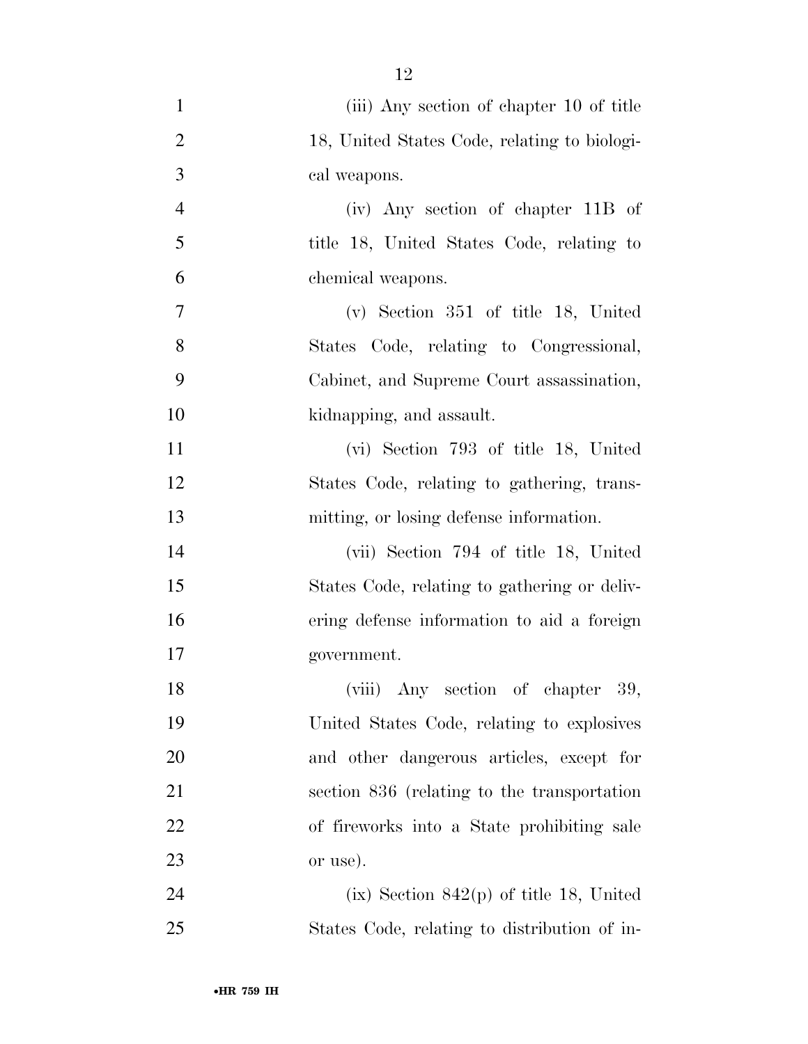(iii) Any section of chapter 10 of title 18, United States Code, relating to biological weapons.

(iv) Any section of chapter 11B of title 18, United States Code, relating to chemical weapons.

(v) Section 351 of title 18, United States Code, relating to Congressional, Cabinet, and Supreme Court assassination, kidnapping, and assault.

(vi) Section 793 of title 18, United States Code, relating to gathering, transmitting, or losing defense information.

(vii) Section 794 of title 18, United States Code, relating to gathering or delivering defense information to aid a foreign government.

(viii) Any section of chapter 39, United States Code, relating to explosives and other dangerous articles, except for section 836 (relating to the transportation of fireworks into a State prohibiting sale or use).

(ix) Section 842(p) of title 18, United States Code, relating to distribution of in-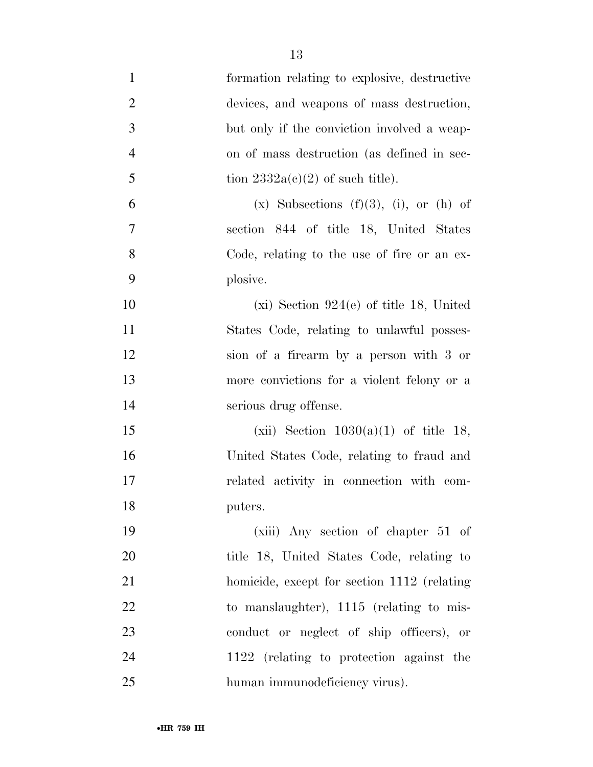formation relating to explosive, destructive devices, and weapons of mass destruction, but only if the conviction involved a weapon of mass destruction (as defined in section 2332a(c)(2) of such title).

(x) Subsections (f)(3), (i), or (h) of section 844 of title 18, United States Code, relating to the use of fire or an explosive.

(xi) Section 924(e) of title 18, United States Code, relating to unlawful possession of a firearm by a person with 3 or more convictions for a violent felony or a serious drug offense.

(xii) Section 1030(a)(1) of title 18, United States Code, relating to fraud and related activity in connection with computers.

(xiii) Any section of chapter 51 of title 18, United States Code, relating to homicide, except for section 1112 (relating to manslaughter), 1115 (relating to misconduct or neglect of ship officers), or 1122 (relating to protection against the human immunodeficiency virus).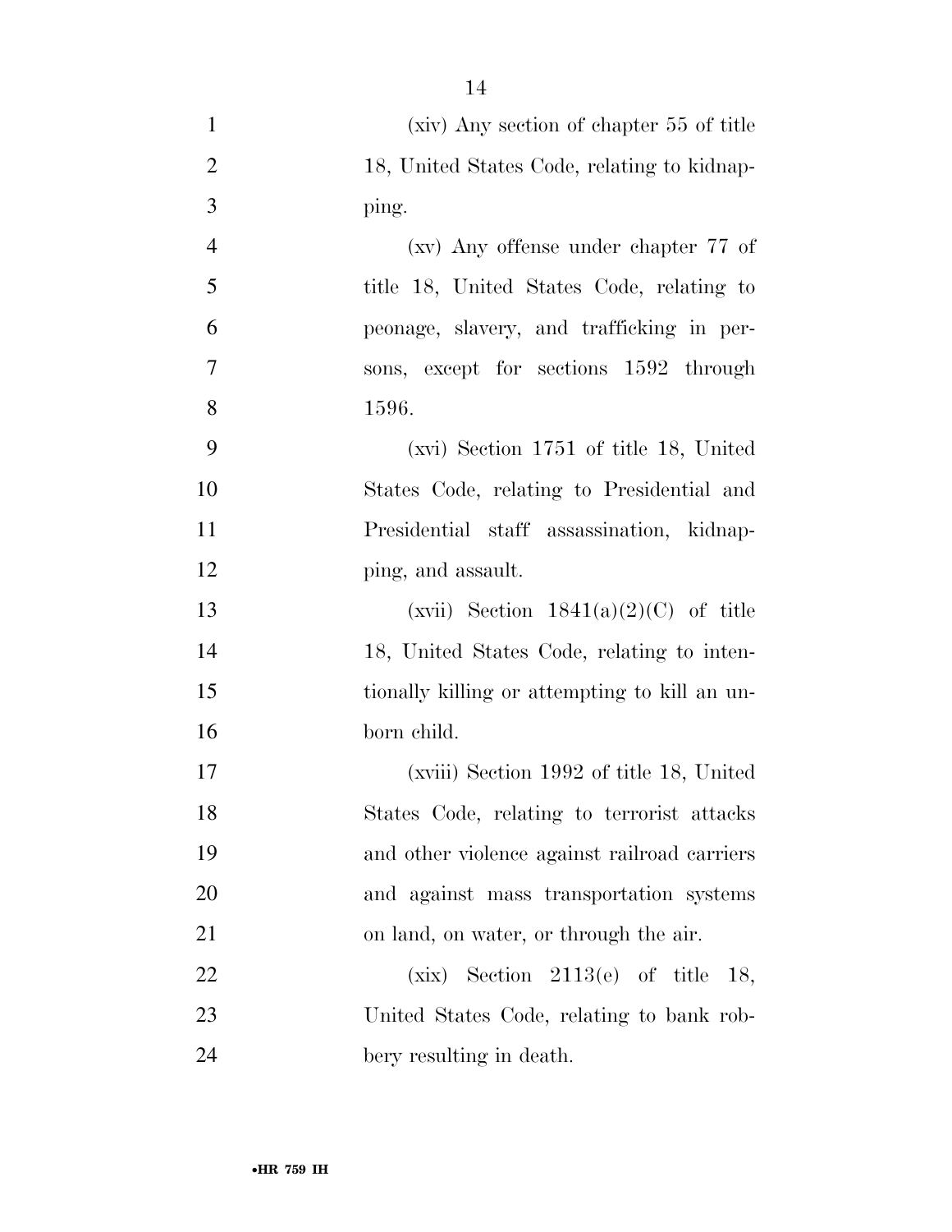(xiv) Any section of chapter 55 of title 18, United States Code, relating to kidnapping.

(xv) Any offense under chapter 77 of title 18, United States Code, relating to peonage, slavery, and trafficking in persons, except for sections 1592 through 1596.

(xvi) Section 1751 of title 18, United States Code, relating to Presidential and Presidential staff assassination, kidnapping, and assault.

(xvii) Section 1841(a)(2)(C) of title 18, United States Code, relating to intentionally killing or attempting to kill an unborn child.

(xviii) Section 1992 of title 18, United States Code, relating to terrorist attacks and other violence against railroad carriers and against mass transportation systems on land, on water, or through the air.

(xix) Section 2113(e) of title 18, United States Code, relating to bank robbery resulting in death.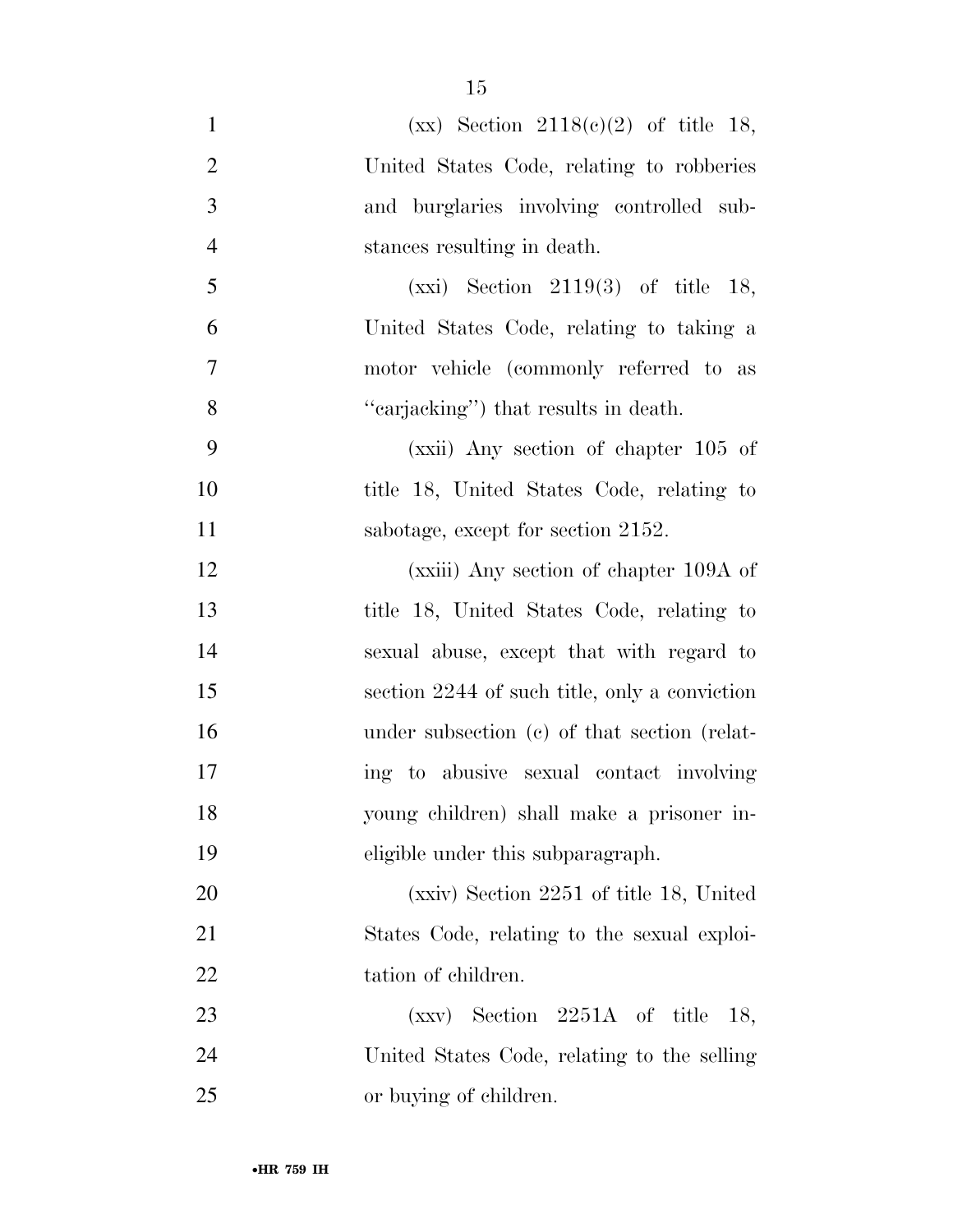(xx) Section 2118(c)(2) of title 18, United States Code, relating to robberies and burglaries involving controlled substances resulting in death.

(xxi) Section 2119(3) of title 18, United States Code, relating to taking a motor vehicle (commonly referred to as "carjacking") that results in death.

(xxii) Any section of chapter 105 of title 18, United States Code, relating to sabotage, except for section 2152.

(xxiii) Any section of chapter 109A of title 18, United States Code, relating to sexual abuse, except that with regard to section 2244 of such title, only a conviction under subsection (c) of that section (relating to abusive sexual contact involving young children) shall make a prisoner ineligible under this subparagraph.

(xxiv) Section 2251 of title 18, United States Code, relating to the sexual exploitation of children.

(xxv) Section 2251A of title 18, United States Code, relating to the selling or buying of children.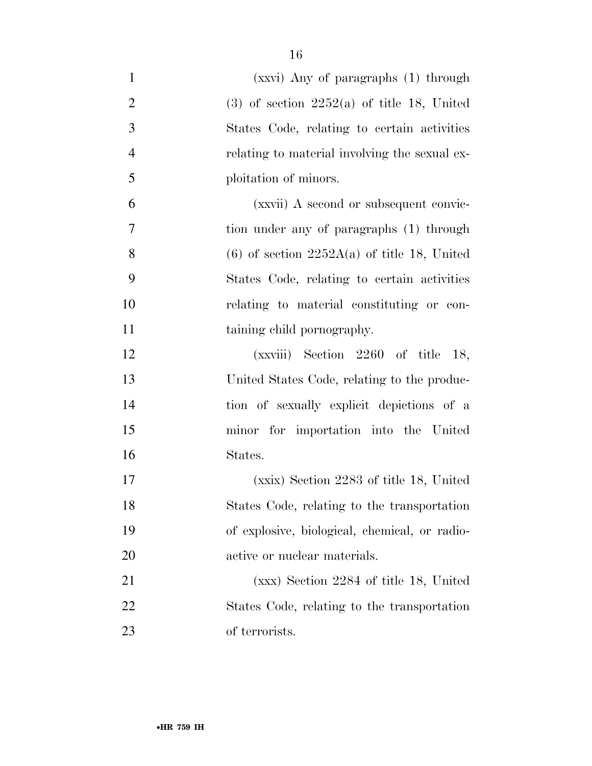(xxvi) Any of paragraphs (1) through (3) of section 2252(a) of title 18, United States Code, relating to certain activities relating to material involving the sexual exploitation of minors.

(xxvii) A second or subsequent conviction under any of paragraphs (1) through (6) of section 2252A(a) of title 18, United States Code, relating to certain activities relating to material constituting or containing child pornography.

(xxviii) Section 2260 of title 18, United States Code, relating to the production of sexually explicit depictions of a minor for importation into the United States.

(xxix) Section 2283 of title 18, United States Code, relating to the transportation of explosive, biological, chemical, or radioactive or nuclear materials.

(xxx) Section 2284 of title 18, United States Code, relating to the transportation of terrorists.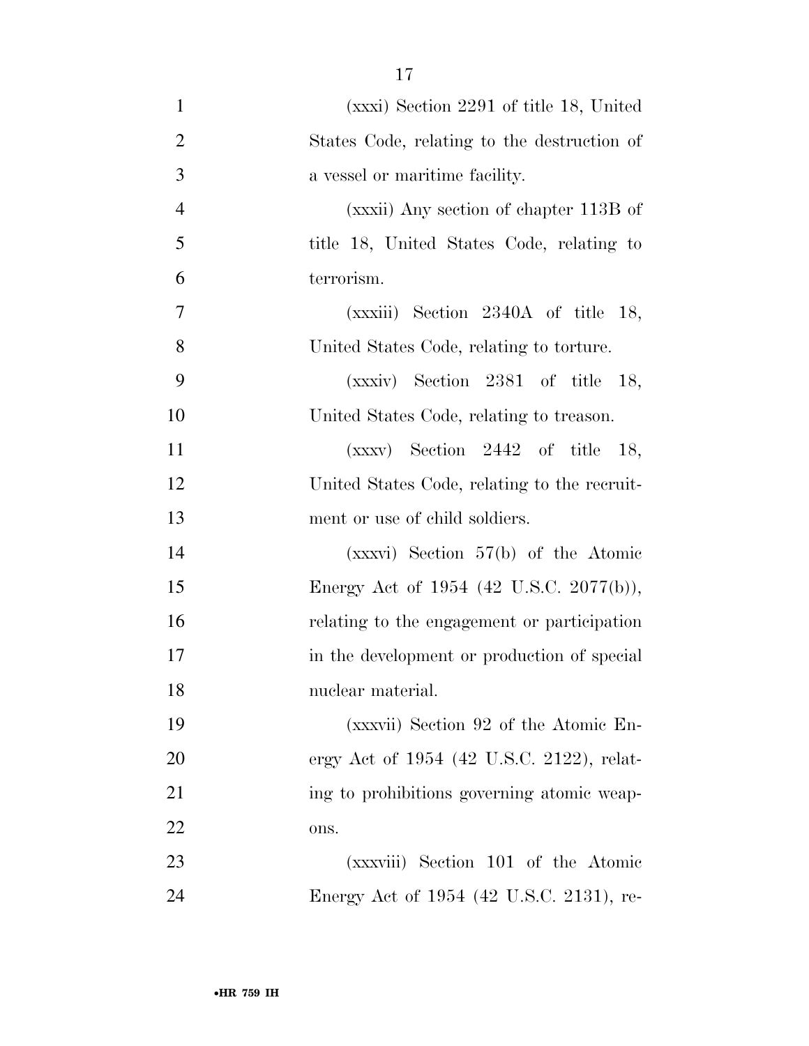(xxxi) Section 2291 of title 18, United States Code, relating to the destruction of a vessel or maritime facility.

(xxxii) Any section of chapter 113B of title 18, United States Code, relating to terrorism.

(xxxiii) Section 2340A of title 18, United States Code, relating to torture.

(xxxiv) Section 2381 of title 18, United States Code, relating to treason.

(xxxv) Section 2442 of title 18, United States Code, relating to the recruitment or use of child soldiers.

(xxxvi) Section 57(b) of the Atomic Energy Act of 1954 (42 U.S.C. 2077(b)), relating to the engagement or participation in the development or production of special nuclear material.

(xxxvii) Section 92 of the Atomic Energy Act of 1954 (42 U.S.C. 2122), relating to prohibitions governing atomic weapons.

(xxxviii) Section 101 of the Atomic Energy Act of 1954 (42 U.S.C. 2131), re-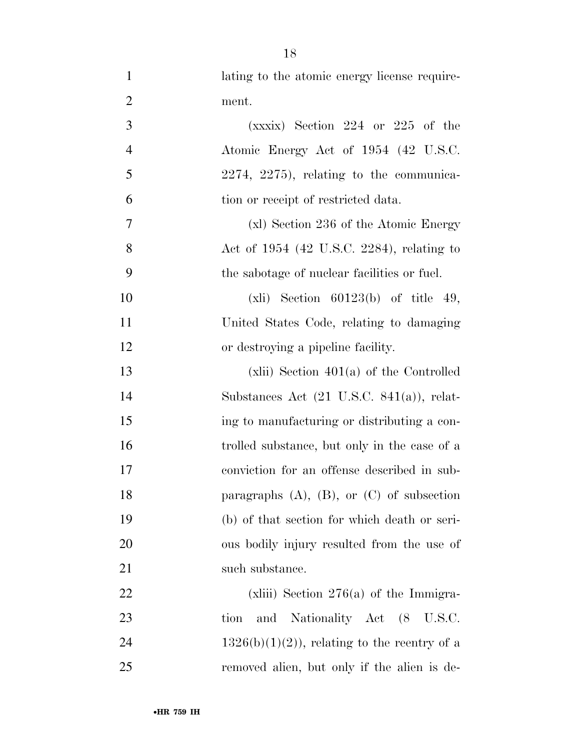lating to the atomic energy license requirement.

(xxxix) Section 224 or 225 of the Atomic Energy Act of 1954 (42 U.S.C. 2274, 2275), relating to the communication or receipt of restricted data.

(xl) Section 236 of the Atomic Energy Act of 1954 (42 U.S.C. 2284), relating to the sabotage of nuclear facilities or fuel.

(xli) Section 60123(b) of title 49, United States Code, relating to damaging or destroying a pipeline facility.

(xlii) Section 401(a) of the Controlled Substances Act (21 U.S.C. 841(a)), relating to manufacturing or distributing a controlled substance, but only in the case of a conviction for an offense described in subparagraphs (A), (B), or (C) of subsection (b) of that section for which death or serious bodily injury resulted from the use of such substance.

(xliii) Section 276(a) of the Immigration and Nationality Act (8 U.S.C. 1326(b)(1)(2)), relating to the reentry of a removed alien, but only if the alien is de-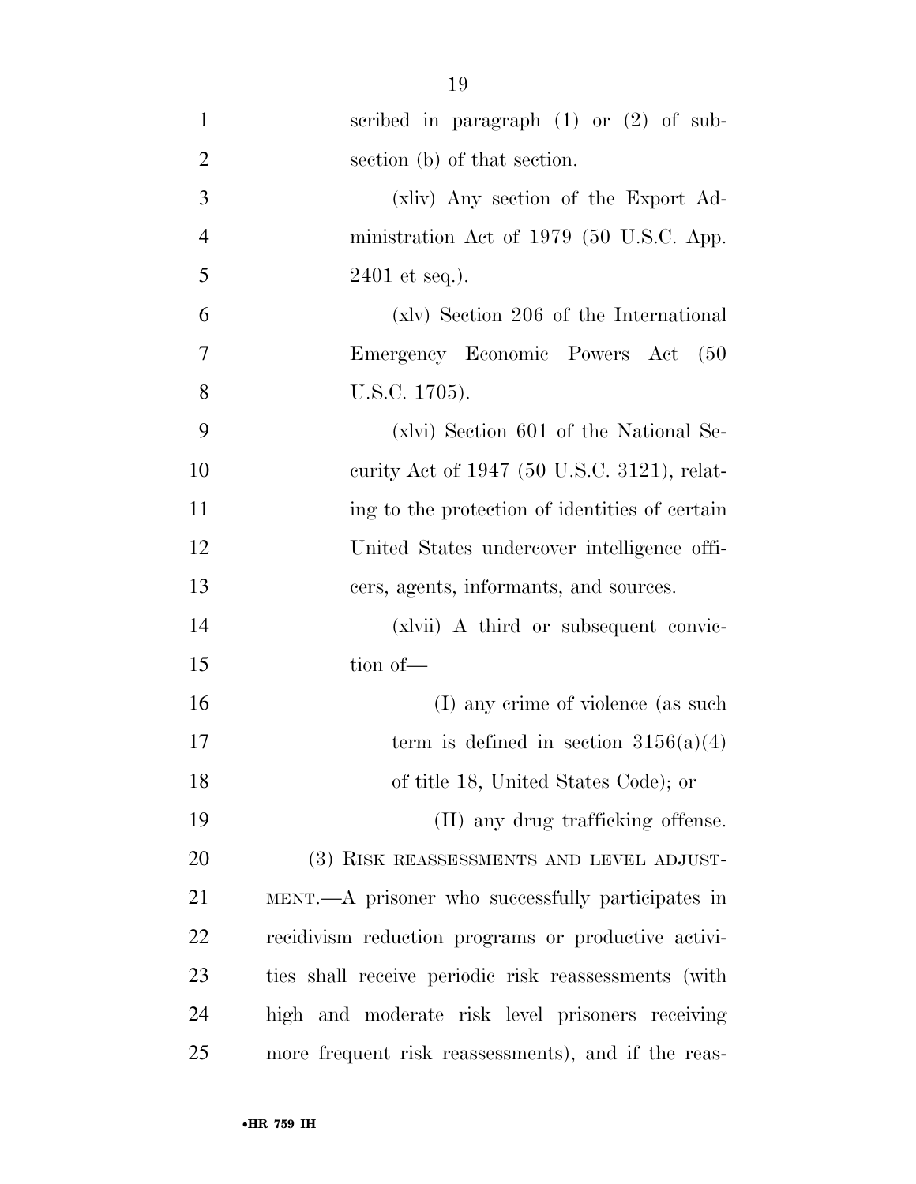scribed in paragraph (1) or (2) of subsection (b) of that section.

(xliv) Any section of the Export Administration Act of 1979 (50 U.S.C. App. 2401 et seq.).

(xlv) Section 206 of the International Emergency Economic Powers Act (50 U.S.C. 1705).

(xlvi) Section 601 of the National Security Act of 1947 (50 U.S.C. 3121), relating to the protection of identities of certain United States undercover intelligence officers, agents, informants, and sources.

(xlvii) A third or subsequent conviction of—

(I) any crime of violence (as such term is defined in section 3156(a)(4) of title 18, United States Code); or

(II) any drug trafficking offense.

(3) RISK REASSESSMENTS AND LEVEL ADJUSTMENT.—A prisoner who successfully participates in recidivism reduction programs or productive activities shall receive periodic risk reassessments (with high and moderate risk level prisoners receiving more frequent risk reassessments), and if the reas-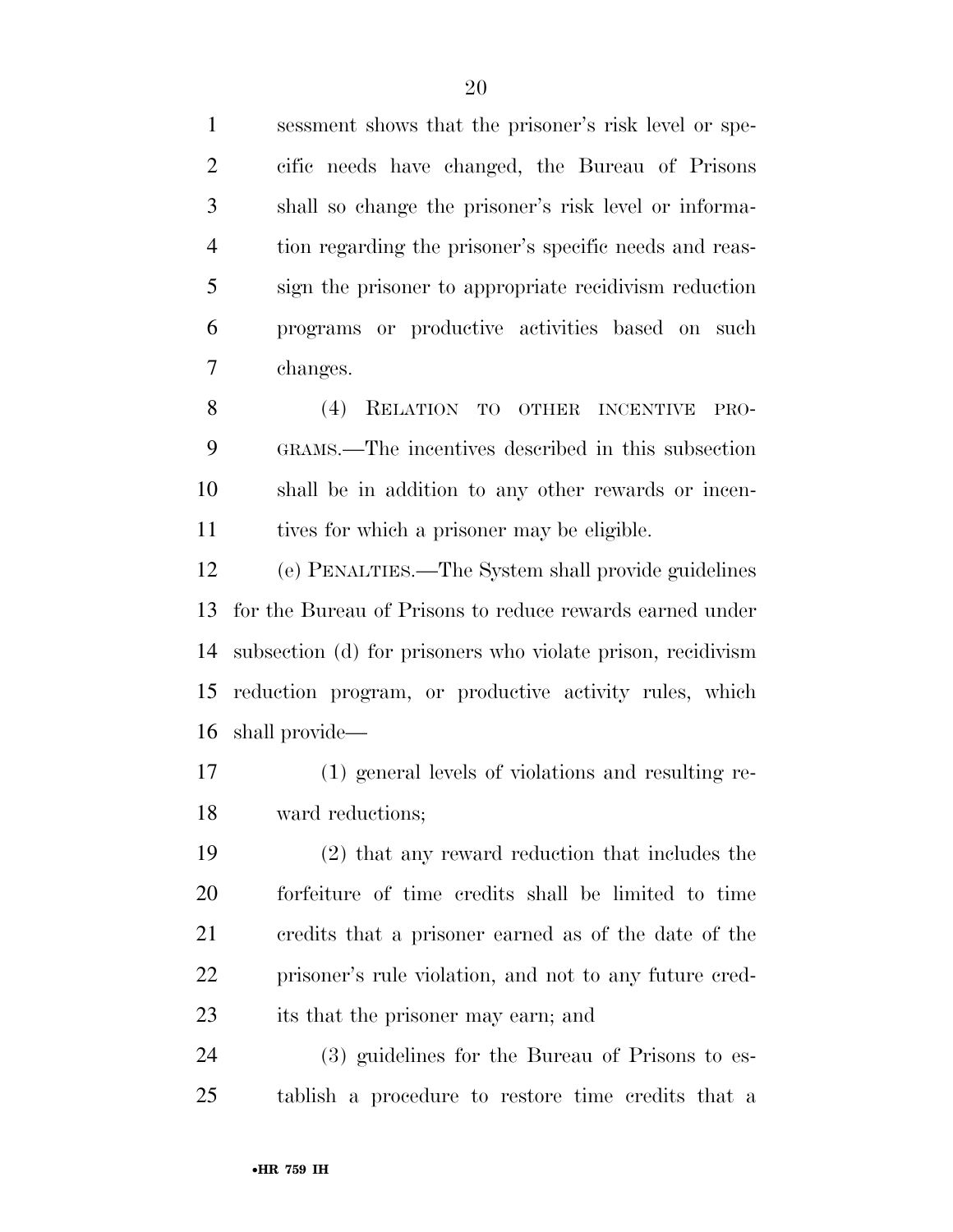sessment shows that the prisoner's risk level or specific needs have changed, the Bureau of Prisons shall so change the prisoner's risk level or information regarding the prisoner's specific needs and reassign the prisoner to appropriate recidivism reduction programs or productive activities based on such changes.

(4) RELATION TO OTHER INCENTIVE PROGRAMS.—The incentives described in this subsection shall be in addition to any other rewards or incentives for which a prisoner may be eligible.

(e) PENALTIES.—The System shall provide guidelines for the Bureau of Prisons to reduce rewards earned under subsection (d) for prisoners who violate prison, recidivism reduction program, or productive activity rules, which shall provide—

(1) general levels of violations and resulting reward reductions;

(2) that any reward reduction that includes the forfeiture of time credits shall be limited to time credits that a prisoner earned as of the date of the prisoner's rule violation, and not to any future credits that the prisoner may earn; and

(3) guidelines for the Bureau of Prisons to establish a procedure to restore time credits that a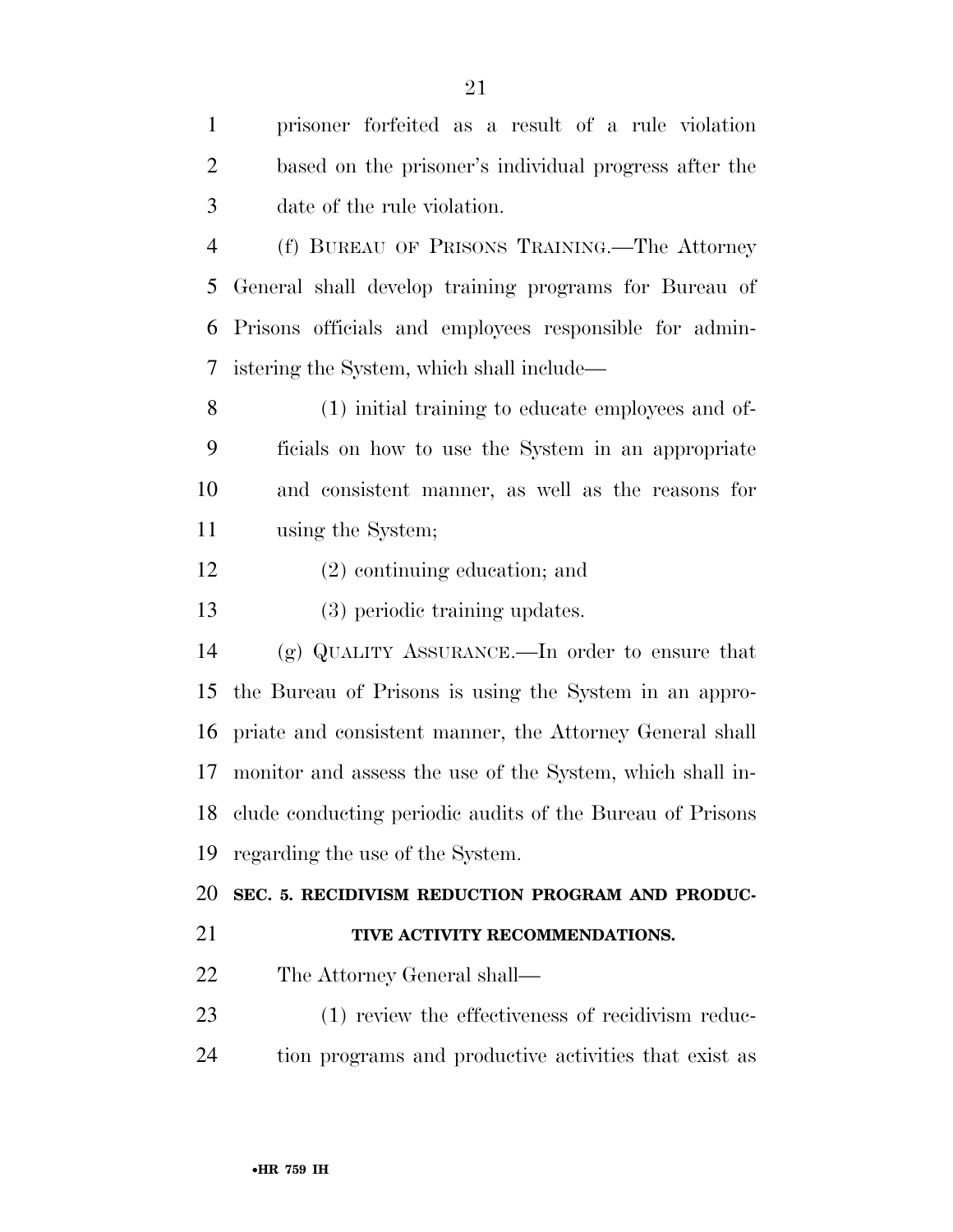prisoner forfeited as a result of a rule violation based on the prisoner's individual progress after the date of the rule violation.

(f) BUREAU OF PRISONS TRAINING.—The Attorney General shall develop training programs for Bureau of Prisons officials and employees responsible for administering the System, which shall include—

(1) initial training to educate employees and officials on how to use the System in an appropriate and consistent manner, as well as the reasons for using the System;

(2) continuing education; and

(3) periodic training updates.

(g) QUALITY ASSURANCE.—In order to ensure that the Bureau of Prisons is using the System in an appropriate and consistent manner, the Attorney General shall monitor and assess the use of the System, which shall include conducting periodic audits of the Bureau of Prisons regarding the use of the System.

## SEC. 5. RECIDIVISM REDUCTION PROGRAM AND PRODUCTIVE ACTIVITY RECOMMENDATIONS.

The Attorney General shall—

(1) review the effectiveness of recidivism reduction programs and productive activities that exist as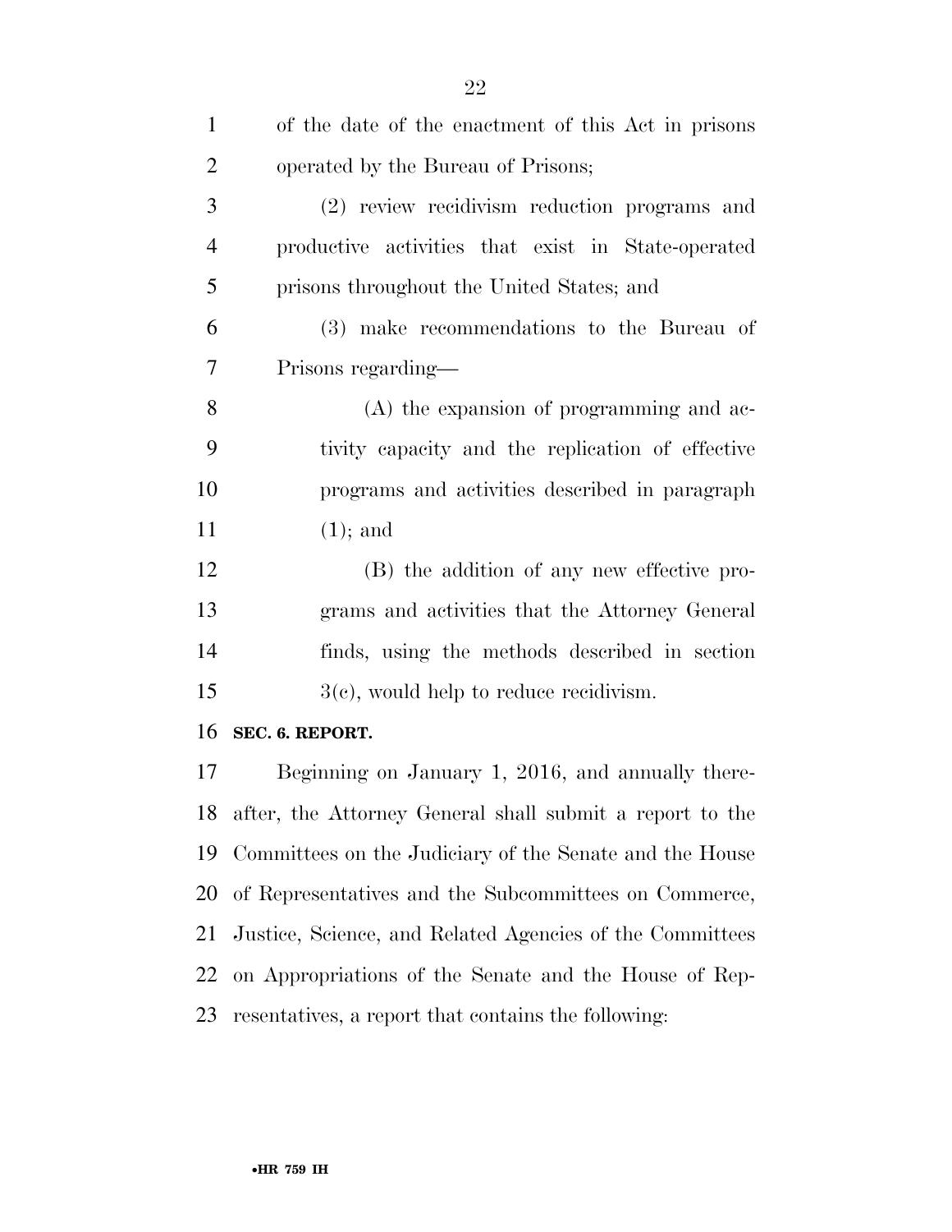of the date of the enactment of this Act in prisons operated by the Bureau of Prisons;

(2) review recidivism reduction programs and productive activities that exist in State-operated prisons throughout the United States; and

(3) make recommendations to the Bureau of Prisons regarding—

(A) the expansion of programming and activity capacity and the replication of effective programs and activities described in paragraph (1); and

(B) the addition of any new effective programs and activities that the Attorney General finds, using the methods described in section 3(c), would help to reduce recidivism.

**SEC. 6. REPORT.**

Beginning on January 1, 2016, and annually thereafter, the Attorney General shall submit a report to the Committees on the Judiciary of the Senate and the House of Representatives and the Subcommittees on Commerce, Justice, Science, and Related Agencies of the Committees on Appropriations of the Senate and the House of Representatives, a report that contains the following: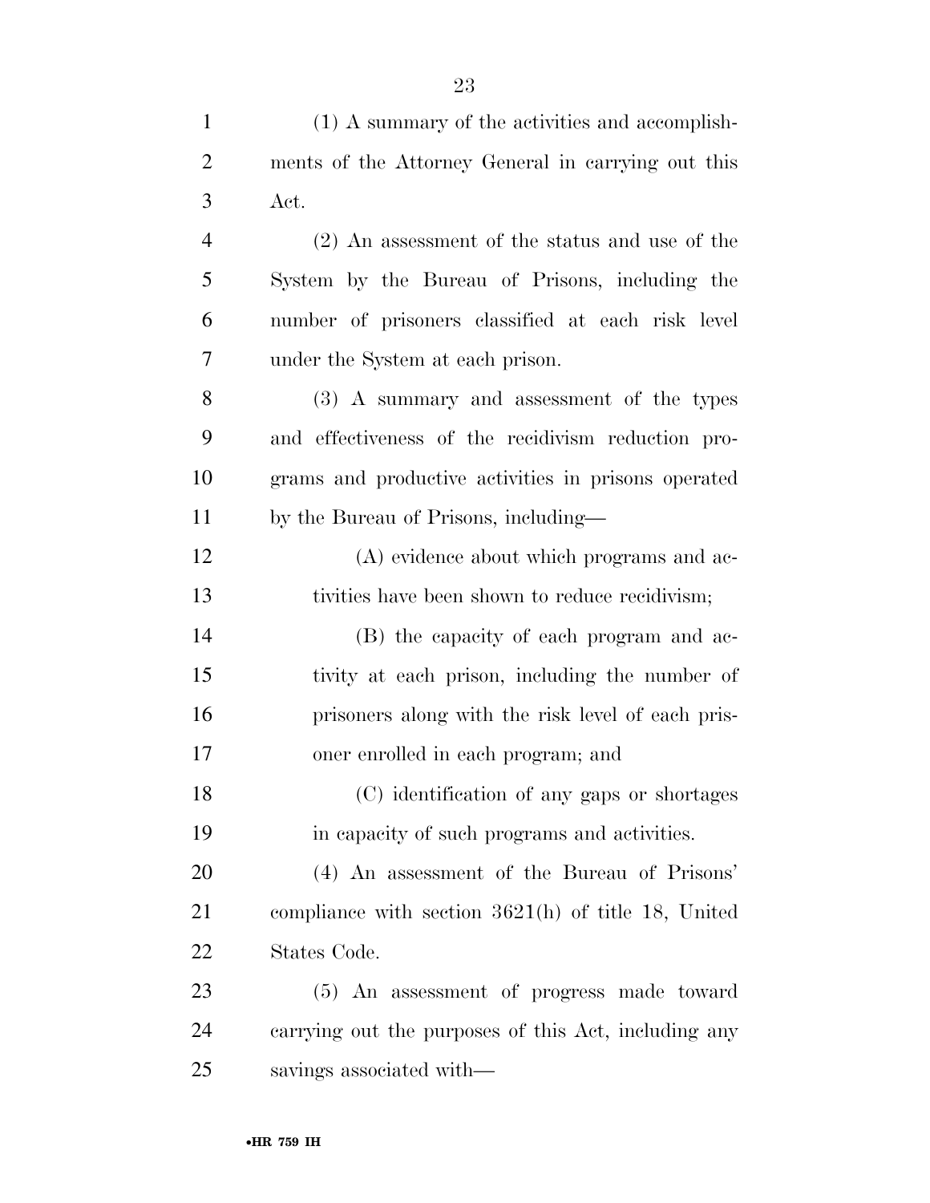(1) A summary of the activities and accomplishments of the Attorney General in carrying out this Act.

(2) An assessment of the status and use of the System by the Bureau of Prisons, including the number of prisoners classified at each risk level under the System at each prison.

(3) A summary and assessment of the types and effectiveness of the recidivism reduction programs and productive activities in prisons operated by the Bureau of Prisons, including—

(A) evidence about which programs and activities have been shown to reduce recidivism;

(B) the capacity of each program and activity at each prison, including the number of prisoners along with the risk level of each prisoner enrolled in each program; and

(C) identification of any gaps or shortages in capacity of such programs and activities.

(4) An assessment of the Bureau of Prisons' compliance with section 3621(h) of title 18, United States Code.

(5) An assessment of progress made toward carrying out the purposes of this Act, including any savings associated with—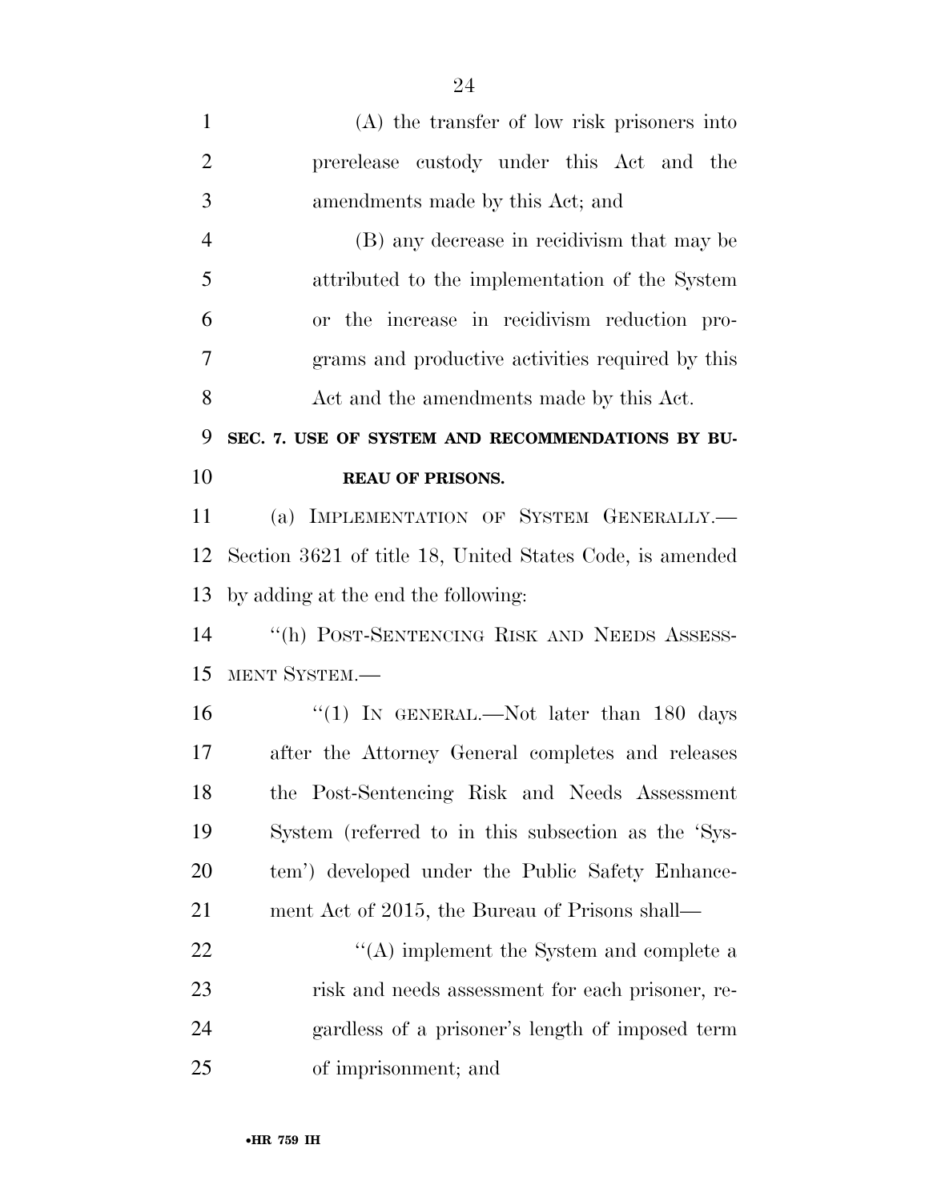(A) the transfer of low risk prisoners into prerelease custody under this Act and the amendments made by this Act; and

(B) any decrease in recidivism that may be attributed to the implementation of the System or the increase in recidivism reduction programs and productive activities required by this Act and the amendments made by this Act.

**SEC. 7. USE OF SYSTEM AND RECOMMENDATIONS BY BUREAU OF PRISONS.**

(a) IMPLEMENTATION OF SYSTEM GENERALLY.—Section 3621 of title 18, United States Code, is amended by adding at the end the following:

"(h) POST-SENTENCING RISK AND NEEDS ASSESSMENT SYSTEM.—

"(1) IN GENERAL.—Not later than 180 days after the Attorney General completes and releases the Post-Sentencing Risk and Needs Assessment System (referred to in this subsection as the 'System') developed under the Public Safety Enhancement Act of 2015, the Bureau of Prisons shall—

"(A) implement the System and complete a risk and needs assessment for each prisoner, regardless of a prisoner's length of imposed term of imprisonment; and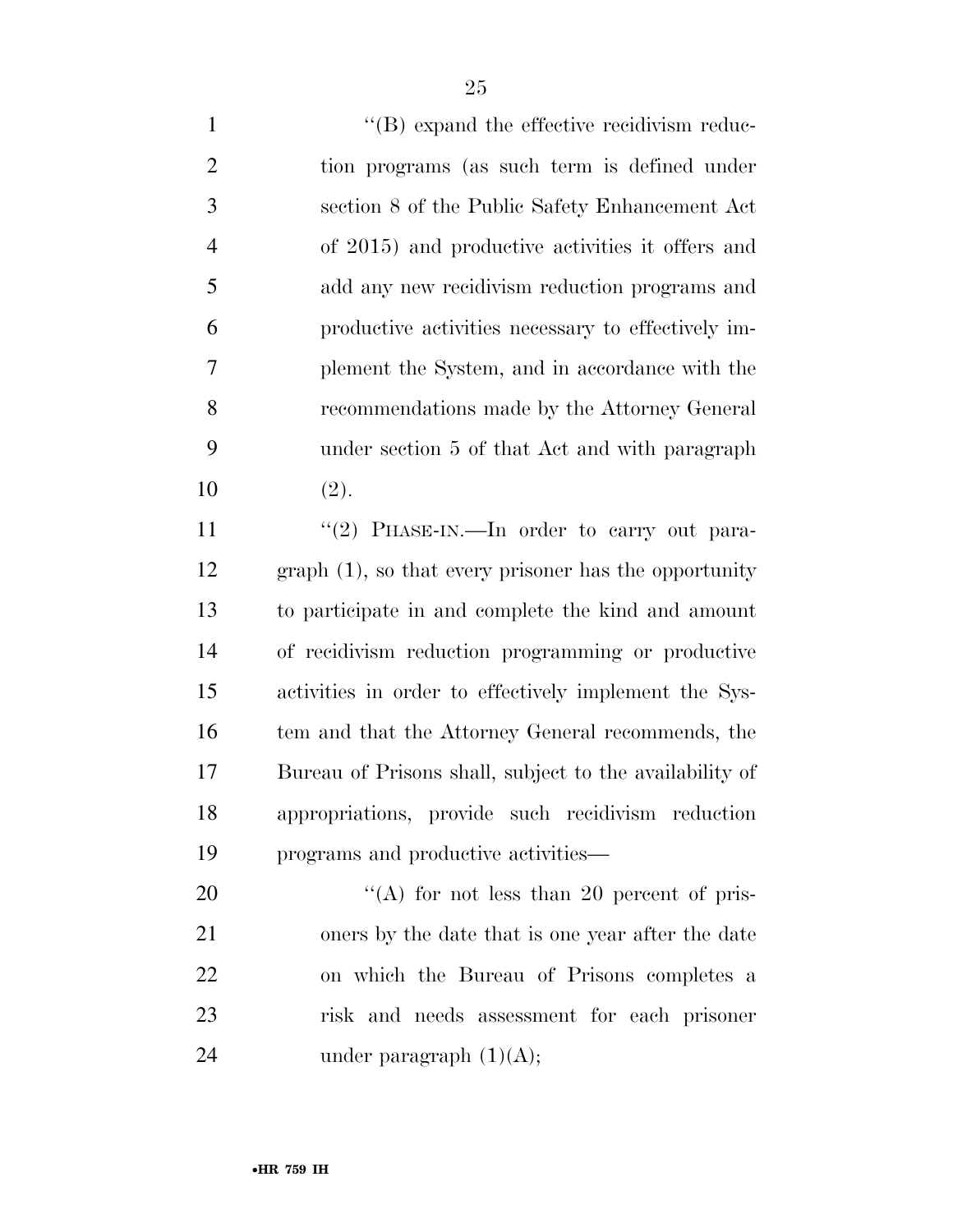"(B) expand the effective recidivism reduction programs (as such term is defined under section 8 of the Public Safety Enhancement Act of 2015) and productive activities it offers and add any new recidivism reduction programs and productive activities necessary to effectively implement the System, and in accordance with the recommendations made by the Attorney General under section 5 of that Act and with paragraph (2).

"(2) PHASE-IN.—In order to carry out paragraph (1), so that every prisoner has the opportunity to participate in and complete the kind and amount of recidivism reduction programming or productive activities in order to effectively implement the System and that the Attorney General recommends, the Bureau of Prisons shall, subject to the availability of appropriations, provide such recidivism reduction programs and productive activities—

"(A) for not less than 20 percent of prisoners by the date that is one year after the date on which the Bureau of Prisons completes a risk and needs assessment for each prisoner under paragraph (1)(A);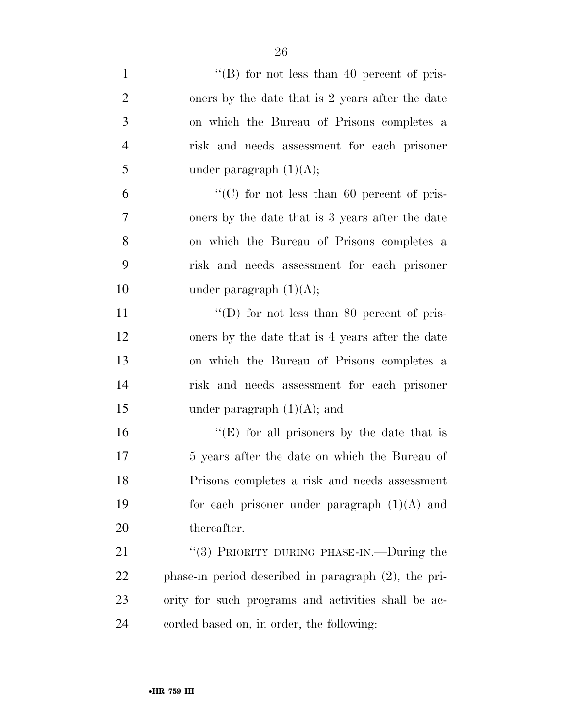"(B) for not less than 40 percent of prisoners by the date that is 2 years after the date on which the Bureau of Prisons completes a risk and needs assessment for each prisoner under paragraph (1)(A);

"(C) for not less than 60 percent of prisoners by the date that is 3 years after the date on which the Bureau of Prisons completes a risk and needs assessment for each prisoner under paragraph (1)(A);

"(D) for not less than 80 percent of prisoners by the date that is 4 years after the date on which the Bureau of Prisons completes a risk and needs assessment for each prisoner under paragraph (1)(A); and

"(E) for all prisoners by the date that is 5 years after the date on which the Bureau of Prisons completes a risk and needs assessment for each prisoner under paragraph (1)(A) and thereafter.

"(3) PRIORITY DURING PHASE-IN.—During the phase-in period described in paragraph (2), the priority for such programs and activities shall be accorded based on, in order, the following: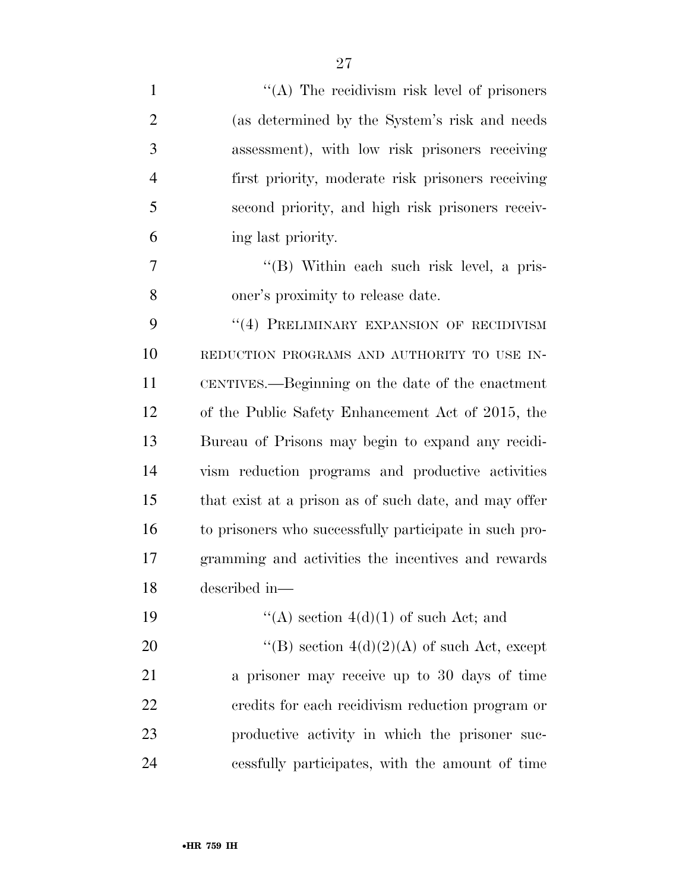"(A) The recidivism risk level of prisoners (as determined by the System's risk and needs assessment), with low risk prisoners receiving first priority, moderate risk prisoners receiving second priority, and high risk prisoners receiving last priority.

"(B) Within each such risk level, a prisoner's proximity to release date.

"(4) PRELIMINARY EXPANSION OF RECIDIVISM REDUCTION PROGRAMS AND AUTHORITY TO USE INCENTIVES.—Beginning on the date of the enactment of the Public Safety Enhancement Act of 2015, the Bureau of Prisons may begin to expand any recidivism reduction programs and productive activities that exist at a prison as of such date, and may offer to prisoners who successfully participate in such programming and activities the incentives and rewards described in—

"(A) section 4(d)(1) of such Act; and

"(B) section 4(d)(2)(A) of such Act, except a prisoner may receive up to 30 days of time credits for each recidivism reduction program or productive activity in which the prisoner successfully participates, with the amount of time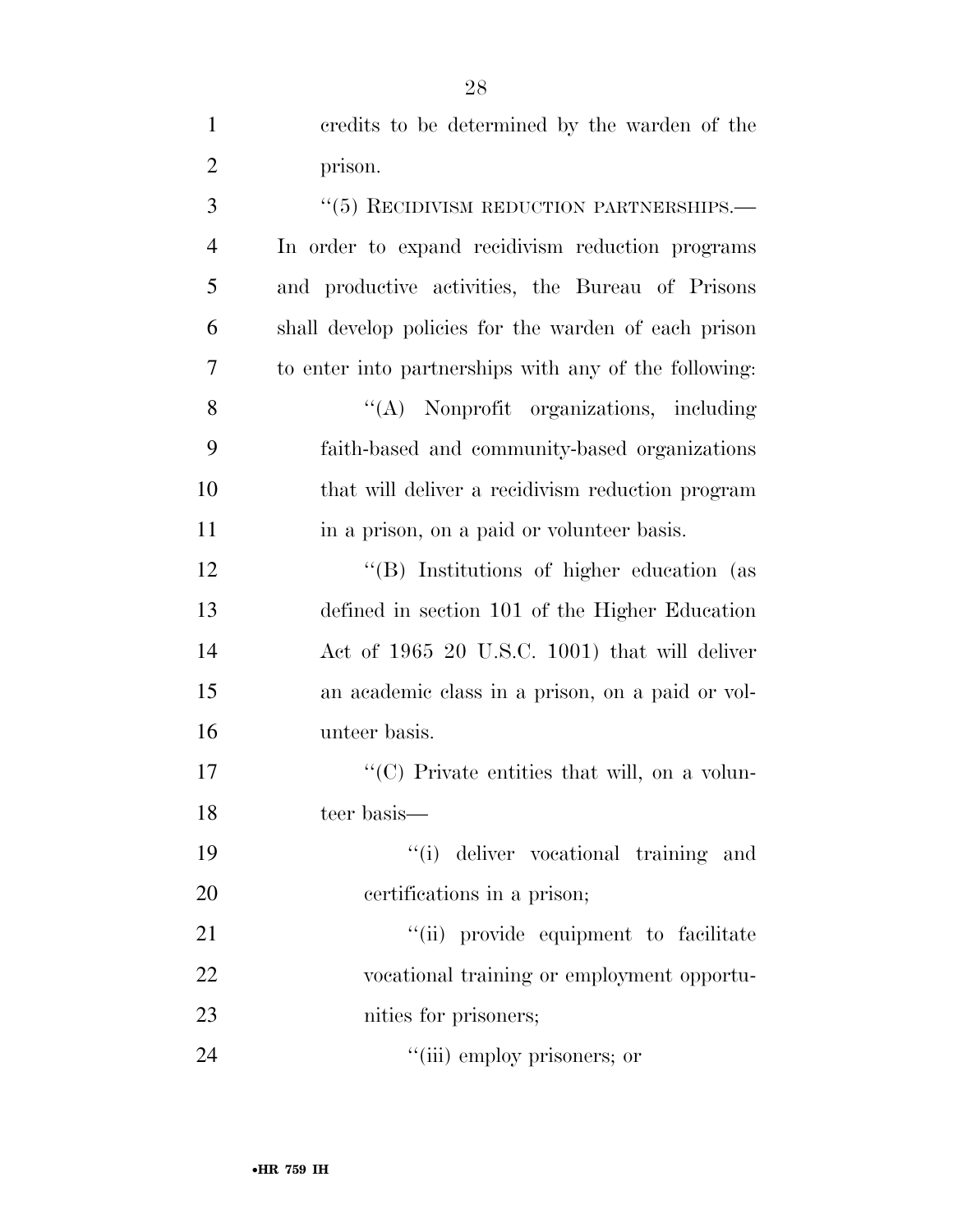credits to be determined by the warden of the prison.

''(5) RECIDIVISM REDUCTION PARTNERSHIPS.—In order to expand recidivism reduction programs and productive activities, the Bureau of Prisons shall develop policies for the warden of each prison to enter into partnerships with any of the following:

''(A) Nonprofit organizations, including faith-based and community-based organizations that will deliver a recidivism reduction program in a prison, on a paid or volunteer basis.

''(B) Institutions of higher education (as defined in section 101 of the Higher Education Act of 1965 20 U.S.C. 1001) that will deliver an academic class in a prison, on a paid or volunteer basis.

''(C) Private entities that will, on a volunteer basis—

''(i) deliver vocational training and certifications in a prison;

''(ii) provide equipment to facilitate vocational training or employment opportunities for prisoners;

''(iii) employ prisoners; or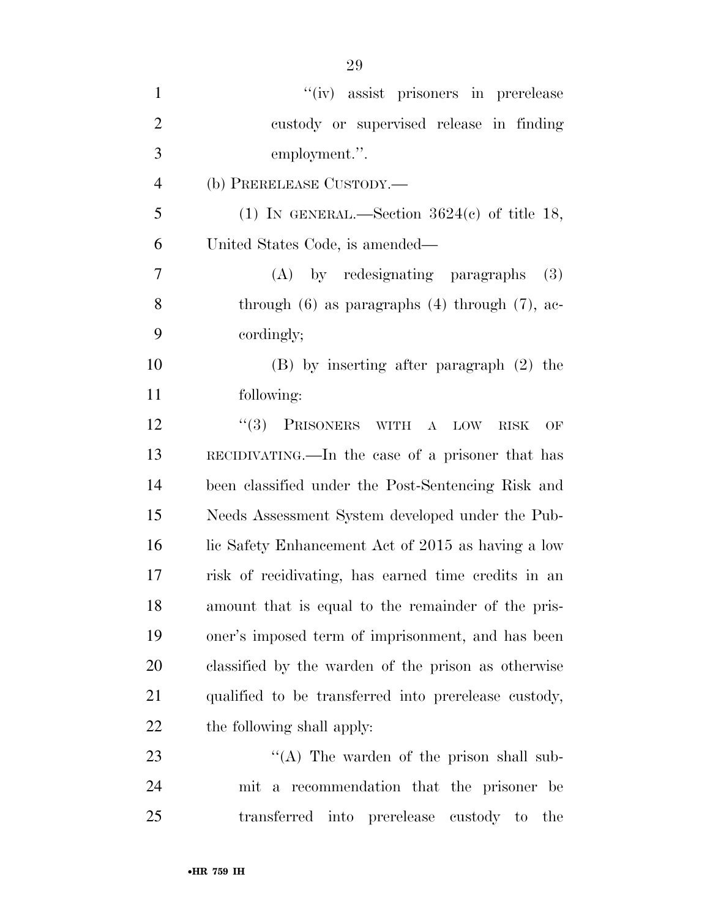"(iv) assist prisoners in prerelease custody or supervised release in finding employment.".

(b) PRERELEASE CUSTODY.—

(1) IN GENERAL.—Section 3624(c) of title 18, United States Code, is amended—

(A) by redesignating paragraphs (3) through (6) as paragraphs (4) through (7), accordingly;

(B) by inserting after paragraph (2) the following:

"(3) PRISONERS WITH A LOW RISK OF RECIDIVATING.—In the case of a prisoner that has been classified under the Post-Sentencing Risk and Needs Assessment System developed under the Public Safety Enhancement Act of 2015 as having a low risk of recidivating, has earned time credits in an amount that is equal to the remainder of the prisoner's imposed term of imprisonment, and has been classified by the warden of the prison as otherwise qualified to be transferred into prerelease custody, the following shall apply:

"(A) The warden of the prison shall submit a recommendation that the prisoner be transferred into prerelease custody to the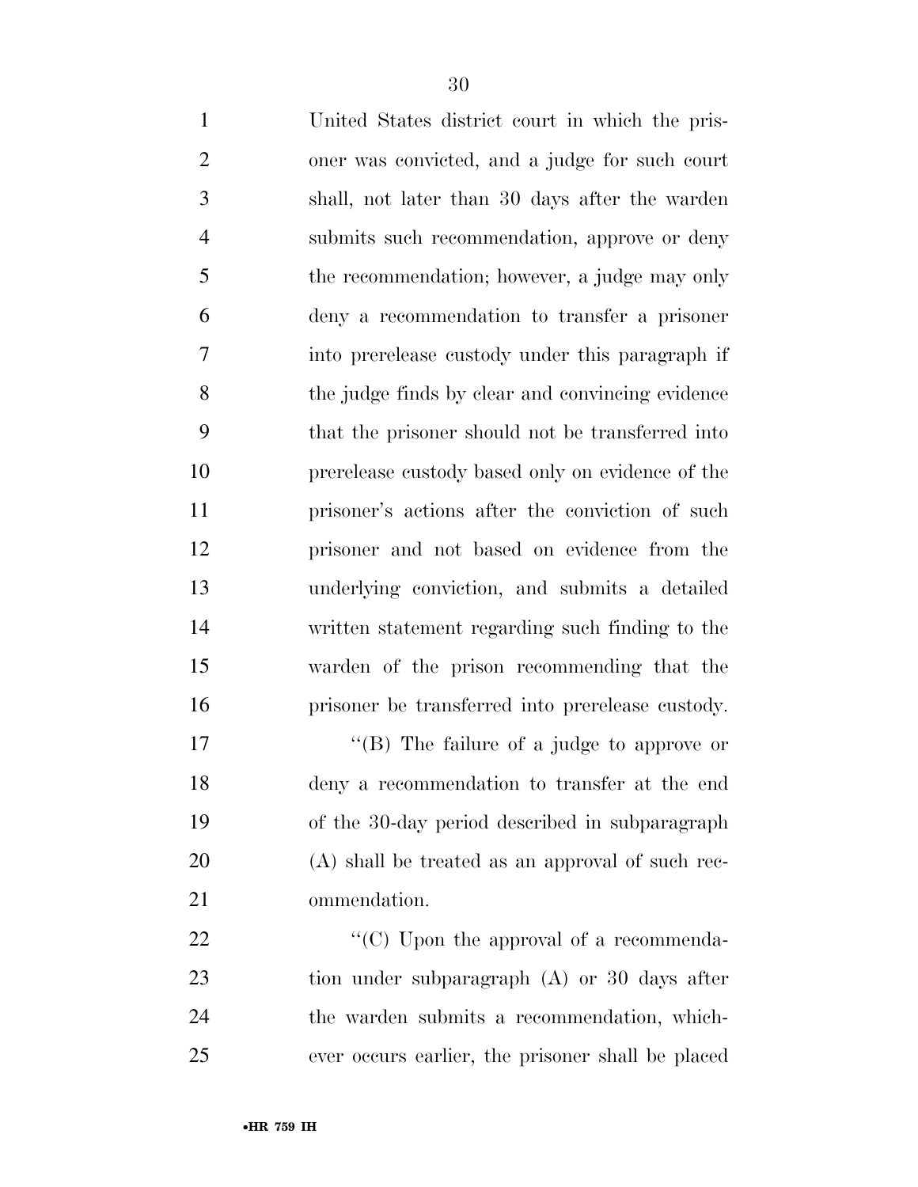United States district court in which the prisoner was convicted, and a judge for such court shall, not later than 30 days after the warden submits such recommendation, approve or deny the recommendation; however, a judge may only deny a recommendation to transfer a prisoner into prerelease custody under this paragraph if the judge finds by clear and convincing evidence that the prisoner should not be transferred into prerelease custody based only on evidence of the prisoner's actions after the conviction of such prisoner and not based on evidence from the underlying conviction, and submits a detailed written statement regarding such finding to the warden of the prison recommending that the prisoner be transferred into prerelease custody.

"(B) The failure of a judge to approve or deny a recommendation to transfer at the end of the 30-day period described in subparagraph (A) shall be treated as an approval of such recommendation.

"(C) Upon the approval of a recommendation under subparagraph (A) or 30 days after the warden submits a recommendation, whichever occurs earlier, the prisoner shall be placed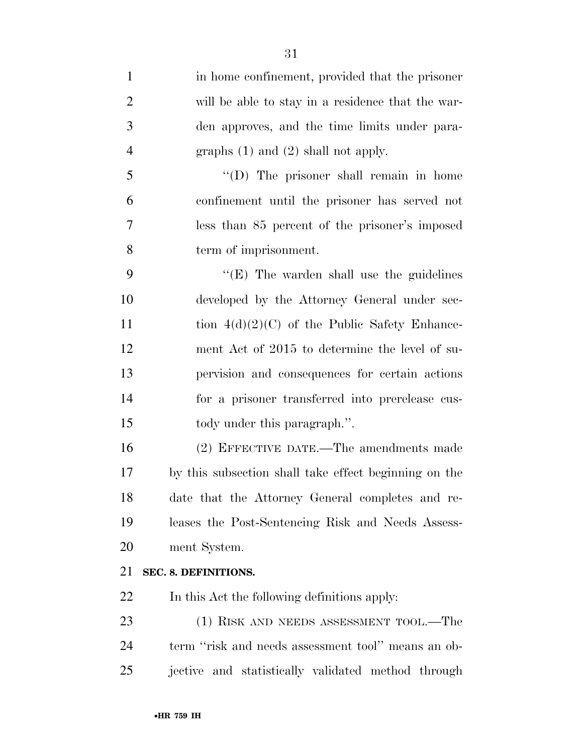in home confinement, provided that the prisoner will be able to stay in a residence that the warden approves, and the time limits under paragraphs (1) and (2) shall not apply.

"(D) The prisoner shall remain in home confinement until the prisoner has served not less than 85 percent of the prisoner's imposed term of imprisonment.

"(E) The warden shall use the guidelines developed by the Attorney General under section 4(d)(2)(C) of the Public Safety Enhancement Act of 2015 to determine the level of supervision and consequences for certain actions for a prisoner transferred into prerelease custody under this paragraph.".

(2) EFFECTIVE DATE.—The amendments made by this subsection shall take effect beginning on the date that the Attorney General completes and releases the Post-Sentencing Risk and Needs Assessment System.

**SEC. 8. DEFINITIONS.**

In this Act the following definitions apply:

(1) RISK AND NEEDS ASSESSMENT TOOL.—The term "risk and needs assessment tool" means an objective and statistically validated method through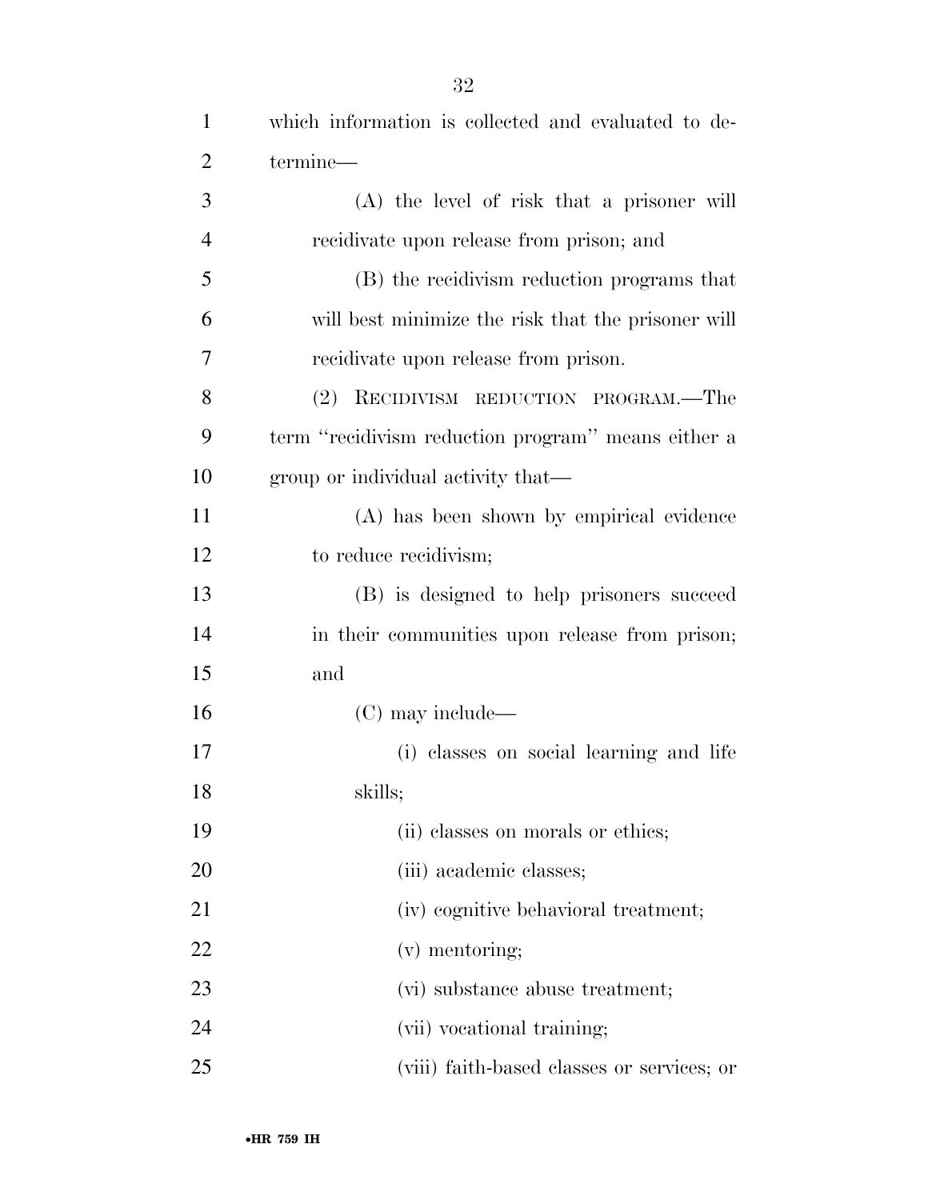which information is collected and evaluated to determine—

(A) the level of risk that a prisoner will recidivate upon release from prison; and

(B) the recidivism reduction programs that will best minimize the risk that the prisoner will recidivate upon release from prison.

(2) RECIDIVISM REDUCTION PROGRAM.—The term ''recidivism reduction program'' means either a group or individual activity that—

(A) has been shown by empirical evidence to reduce recidivism;

(B) is designed to help prisoners succeed in their communities upon release from prison; and

(C) may include—

(i) classes on social learning and life skills;

(ii) classes on morals or ethics;

(iii) academic classes;

(iv) cognitive behavioral treatment;

(v) mentoring;

(vi) substance abuse treatment;

(vii) vocational training;

(viii) faith-based classes or services; or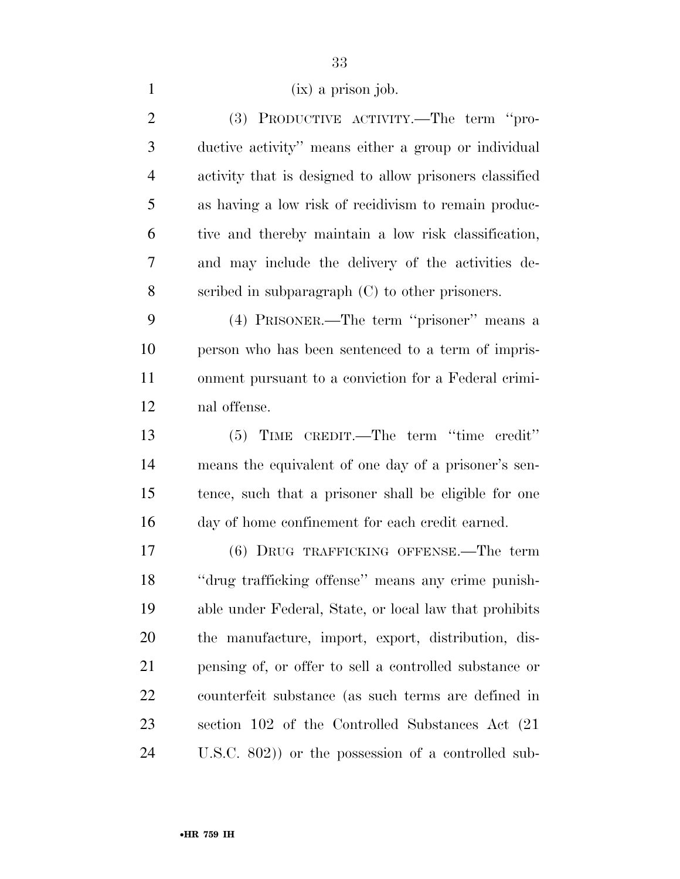(ix) a prison job.

(3) PRODUCTIVE ACTIVITY.—The term ''productive activity'' means either a group or individual activity that is designed to allow prisoners classified as having a low risk of recidivism to remain productive and thereby maintain a low risk classification, and may include the delivery of the activities described in subparagraph (C) to other prisoners.

(4) PRISONER.—The term ''prisoner'' means a person who has been sentenced to a term of imprisonment pursuant to a conviction for a Federal criminal offense.

(5) TIME CREDIT.—The term ''time credit'' means the equivalent of one day of a prisoner's sentence, such that a prisoner shall be eligible for one day of home confinement for each credit earned.

(6) DRUG TRAFFICKING OFFENSE.—The term ''drug trafficking offense'' means any crime punishable under Federal, State, or local law that prohibits the manufacture, import, export, distribution, dispensing of, or offer to sell a controlled substance or counterfeit substance (as such terms are defined in section 102 of the Controlled Substances Act (21 U.S.C. 802)) or the possession of a controlled sub-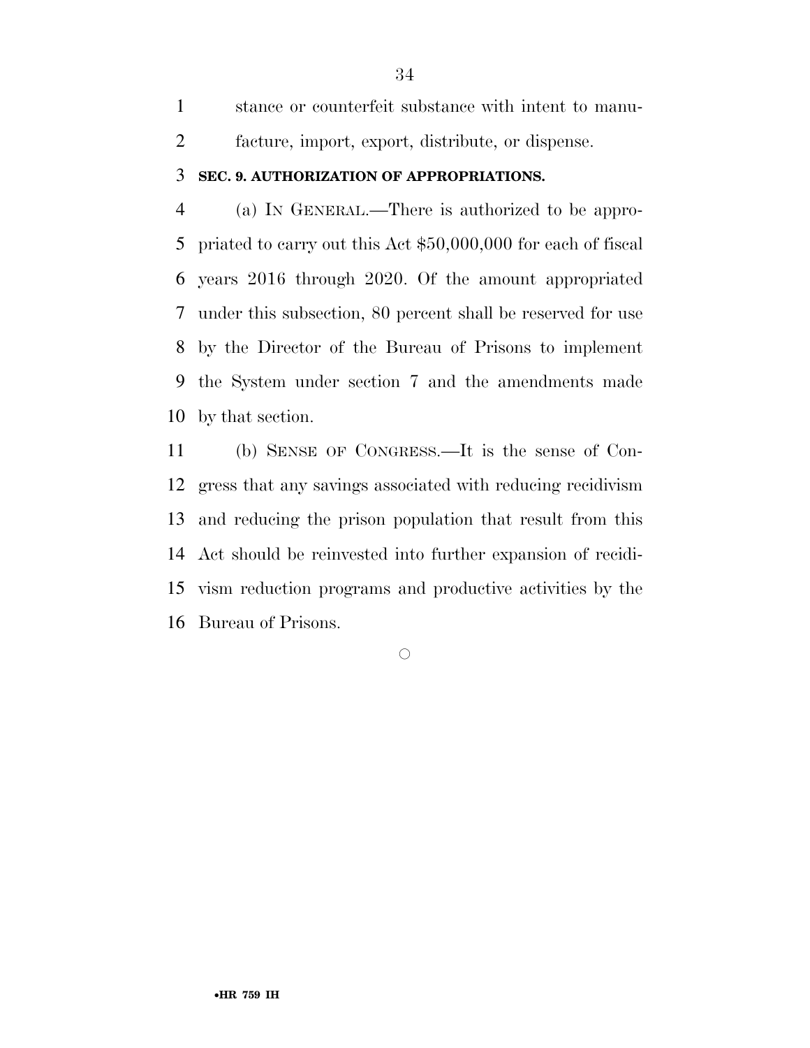stance or counterfeit substance with intent to manufacture, import, export, distribute, or dispense.

**SEC. 9. AUTHORIZATION OF APPROPRIATIONS.**

(a) IN GENERAL.—There is authorized to be appropriated to carry out this Act $50,000,000 for each of fiscal years 2016 through 2020. Of the amount appropriated under this subsection, 80 percent shall be reserved for use by the Director of the Bureau of Prisons to implement the System under section 7 and the amendments made by that section.

(b) SENSE OF CONGRESS.—It is the sense of Congress that any savings associated with reducing recidivism and reducing the prison population that result from this Act should be reinvested into further expansion of recidivism reduction programs and productive activities by the Bureau of Prisons.

○